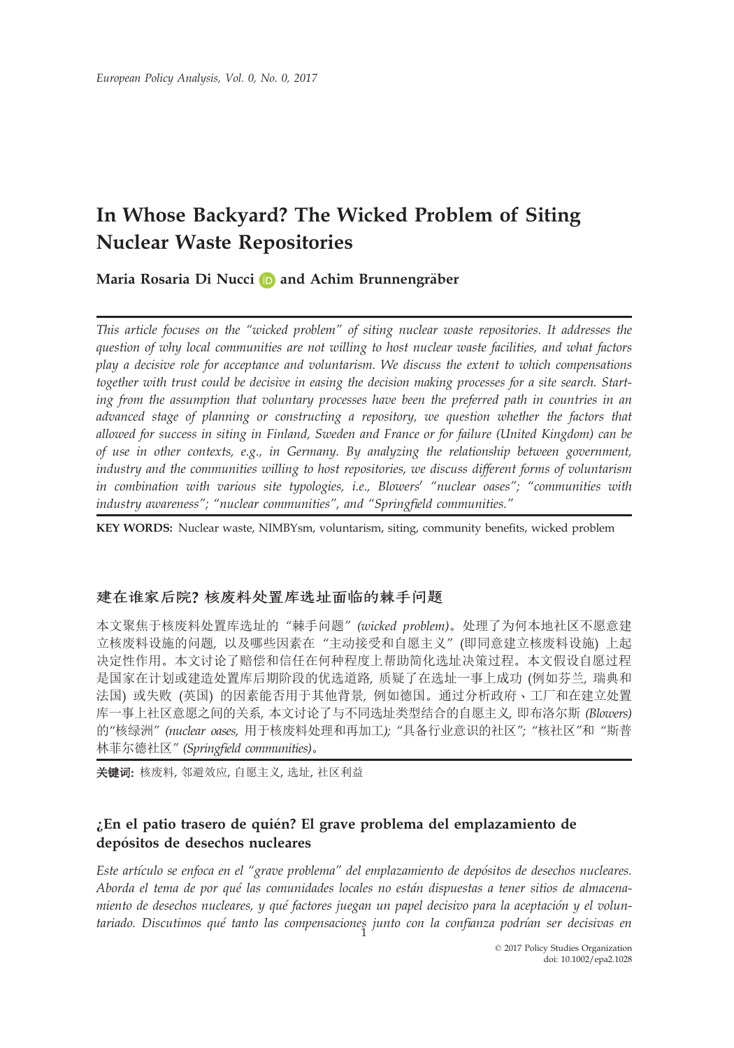# In Whose Backyard? The Wicked Problem of Siting Nuclear Waste Repositories

**Maria Rosaria Di Nucci and Achim Brunnengräber**

*This article focuses on the "wicked problem" of siting nuclear waste repositories. It addresses the question of why local communities are not willing to host nuclear waste facilities, and what factors play a decisive role for acceptance and voluntarism. We discuss the extent to which compensations together with trust could be decisive in easing the decision making processes for a site search. Starting from the assumption that voluntary processes have been the preferred path in countries in an advanced stage of planning or constructing a repository, we question whether the factors that allowed for success in siting in Finland, Sweden and France or for failure (United Kingdom) can be of use in other contexts, e.g., in Germany. By analyzing the relationship between government, industry and the communities willing to host repositories, we discuss different forms of voluntarism in combination with various site typologies, i.e., Blowers' "nuclear oases"; "communities with industry awareness"; "nuclear communities", and "Springfield communities."*

**KEY WORDS:** Nuclear waste, NIMBYsm, voluntarism, siting, community benefits, wicked problem

## 建在谁家后院? 核废料处置库选址面临的棘手问题

本文聚焦于核废料处置库选址的"棘手问题"*(wicked problem)*。处理了为何本地社区不愿意建立核废料设施的问题, 以及哪些因素在"主动接受和自愿主义"(即同意建立核废料设施) 上起决定性作用。本文讨论了赔偿和信任在何种程度上帮助简化选址决策过程。本文假设自愿过程是国家在计划或建造处置库后期阶段的优选道路, 质疑了在选址一事上成功 (例如芬兰, 瑞典和法国) 或失败 (英国) 的因素能否用于其他背景, 例如德国。通过分析政府、工厂和在建立处置库一事上社区意愿之间的关系, 本文讨论了与不同选址类型结合的自愿主义, 即布洛尔斯 *(Blowers)* 的"核绿洲" *(nuclear oases,* 用于核废料处理和再加工*)*; "具备行业意识的社区"; "核社区"和"斯普林菲尔德社区" *(Springfield communities)*。

**关键词:** 核废料, 邻避效应, 自愿主义, 选址, 社区利益

## ¿En el patio trasero de quién? El grave problema del emplazamiento de depósitos de desechos nucleares

*Este artículo se enfoca en el "grave problema" del emplazamiento de depósitos de desechos nucleares. Aborda el tema de por qué las comunidades locales no están dispuestas a tener sitios de almacenamiento de desechos nucleares, y qué factores juegan un papel decisivo para la aceptación y el voluntariado. Discutimos qué tanto las compensaciones junto con la confianza podrían ser decisivas en*

© 2017 Policy Studies Organization
doi: 10.1002/epa2.1028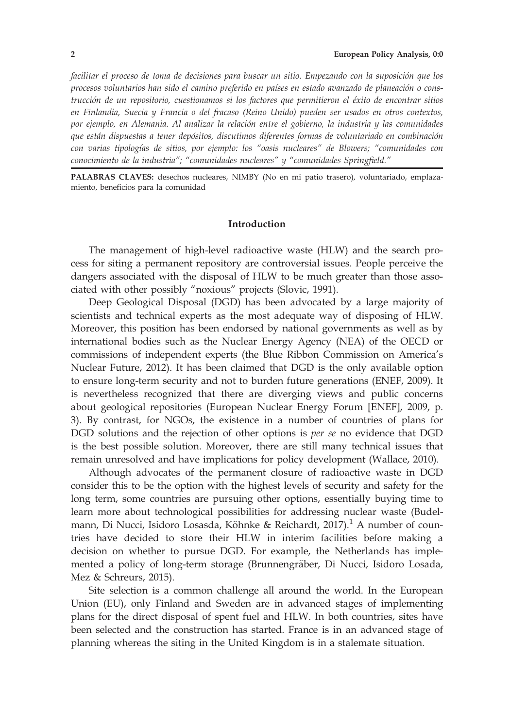*facilitar el proceso de toma de decisiones para buscar un sitio. Empezando con la suposición que los procesos voluntarios han sido el camino preferido en países en estado avanzado de planeación o construcción de un repositorio, cuestionamos si los factores que permitieron el éxito de encontrar sitios en Finlandia, Suecia y Francia o del fracaso (Reino Unido) pueden ser usados en otros contextos, por ejemplo, en Alemania. Al analizar la relación entre el gobierno, la industria y las comunidades que están dispuestas a tener depósitos, discutimos diferentes formas de voluntariado en combinación con varias typologías de sitios, por ejemplo: los "oasis nucleares" de Blowers; "comunidades con conocimiento de la industria"; "comunidades nucleares" y "comunidades Springfield."*

**PALABRAS CLAVES:** desechos nucleares, NIMBY (No en mi patio trasero), voluntariado, emplazamiento, beneficios para la comunidad

## Introduction

The management of high-level radioactive waste (HLW) and the search process for siting a permanent repository are controversial issues. People perceive the dangers associated with the disposal of HLW to be much greater than those associated with other possibly "noxious" projects (Slovic, 1991).

Deep Geological Disposal (DGD) has been advocated by a large majority of scientists and technical experts as the most adequate way of disposing of HLW. Moreover, this position has been endorsed by national governments as well as by international bodies such as the Nuclear Energy Agency (NEA) of the OECD or commissions of independent experts (the Blue Ribbon Commission on America's Nuclear Future, 2012). It has been claimed that DGD is the only available option to ensure long-term security and not to burden future generations (ENEF, 2009). It is nevertheless recognized that there are diverging views and public concerns about geological repositories (European Nuclear Energy Forum [ENEF], 2009, p. 3). By contrast, for NGOs, the existence in a number of countries of plans for DGD solutions and the rejection of other options is *per se* no evidence that DGD is the best possible solution. Moreover, there are still many technical issues that remain unresolved and have implications for policy development (Wallace, 2010).

Although advocates of the permanent closure of radioactive waste in DGD consider this to be the option with the highest levels of security and safety for the long term, some countries are pursuing other options, essentially buying time to learn more about technological possibilities for addressing nuclear waste (Budelmann, Di Nucci, Isidoro Losasda, Köhnke & Reichardt, 2017).[1] A number of countries have decided to store their HLW in interim facilities before making a decision on whether to pursue DGD. For example, the Netherlands has implemented a policy of long-term storage (Brunnengräber, Di Nucci, Isidoro Losada, Mez & Schreurs, 2015).

Site selection is a common challenge all around the world. In the European Union (EU), only Finland and Sweden are in advanced stages of implementing plans for the direct disposal of spent fuel and HLW. In both countries, sites have been selected and the construction has started. France is in an advanced stage of planning whereas the siting in the United Kingdom is in a stalemate situation.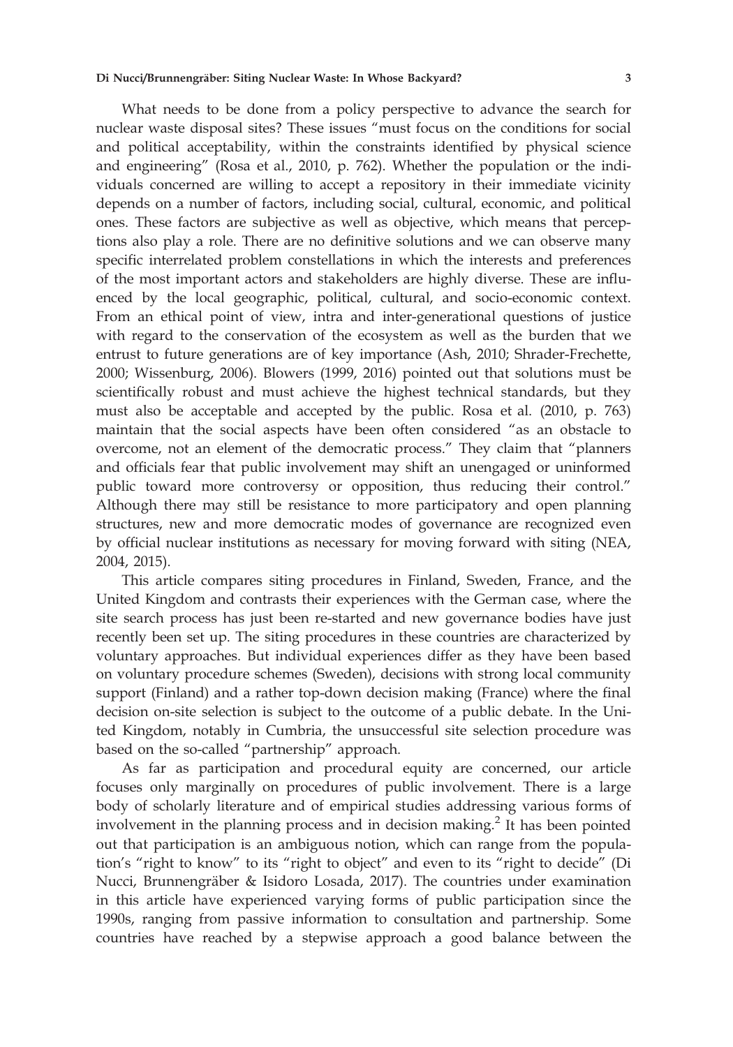What needs to be done from a policy perspective to advance the search for nuclear waste disposal sites? These issues "must focus on the conditions for social and political acceptability, within the constraints identified by physical science and engineering" (Rosa et al., 2010, p. 762). Whether the population or the individuals concerned are willing to accept a repository in their immediate vicinity depends on a number of factors, including social, cultural, economic, and political ones. These factors are subjective as well as objective, which means that perceptions also play a role. There are no definitive solutions and we can observe many specific interrelated problem constellations in which the interests and preferences of the most important actors and stakeholders are highly diverse. These are influenced by the local geographic, political, cultural, and socio-economic context. From an ethical point of view, intra and inter-generational questions of justice with regard to the conservation of the ecosystem as well as the burden that we entrust to future generations are of key importance (Ash, 2010; Shrader-Frechette, 2000; Wissenburg, 2006). Blowers (1999, 2016) pointed out that solutions must be scientifically robust and must achieve the highest technical standards, but they must also be acceptable and accepted by the public. Rosa et al. (2010, p. 763) maintain that the social aspects have been often considered "as an obstacle to overcome, not an element of the democratic process." They claim that "planners and officials fear that public involvement may shift an unengaged or uninformed public toward more controversy or opposition, thus reducing their control." Although there may still be resistance to more participatory and open planning structures, new and more democratic modes of governance are recognized even by official nuclear institutions as necessary for moving forward with siting (NEA, 2004, 2015).

This article compares siting procedures in Finland, Sweden, France, and the United Kingdom and contrasts their experiences with the German case, where the site search process has just been re-started and new governance bodies have just recently been set up. The siting procedures in these countries are characterized by voluntary approaches. But individual experiences differ as they have been based on voluntary procedure schemes (Sweden), decisions with strong local community support (Finland) and a rather top-down decision making (France) where the final decision on-site selection is subject to the outcome of a public debate. In the United Kingdom, notably in Cumbria, the unsuccessful site selection procedure was based on the so-called "partnership" approach.

As far as participation and procedural equity are concerned, our article focuses only marginally on procedures of public involvement. There is a large body of scholarly literature and of empirical studies addressing various forms of involvement in the planning process and in decision making.[2] It has been pointed out that participation is an ambiguous notion, which can range from the population's "right to know" to its "right to object" and even to its "right to decide" (Di Nucci, Brunnengräber & Isidoro Losada, 2017). The countries under examination in this article have experienced varying forms of public participation since the 1990s, ranging from passive information to consultation and partnership. Some countries have reached by a stepwise approach a good balance between the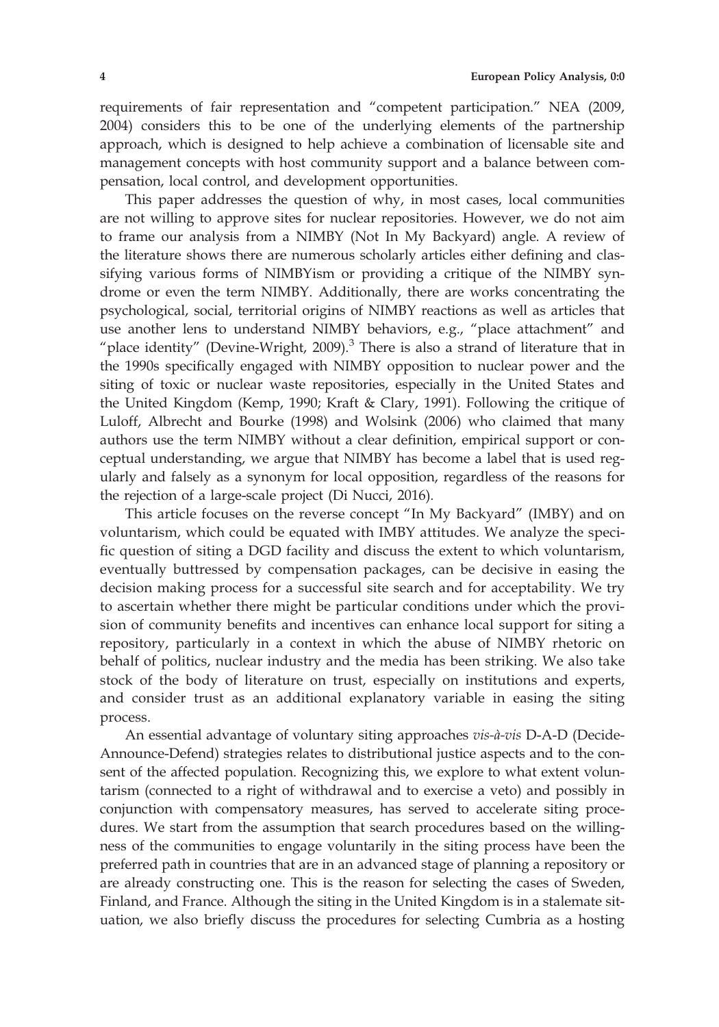requirements of fair representation and "competent participation." NEA (2009, 2004) considers this to be one of the underlying elements of the partnership approach, which is designed to help achieve a combination of licensable site and management concepts with host community support and a balance between compensation, local control, and development opportunities.

This paper addresses the question of why, in most cases, local communities are not willing to approve sites for nuclear repositories. However, we do not aim to frame our analysis from a NIMBY (Not In My Backyard) angle. A review of the literature shows there are numerous scholarly articles either defining and classifying various forms of NIMBYism or providing a critique of the NIMBY syndrome or even the term NIMBY. Additionally, there are works concentrating the psychological, social, territorial origins of NIMBY reactions as well as articles that use another lens to understand NIMBY behaviors, e.g., "place attachment" and "place identity" (Devine-Wright, 2009).[3] There is also a strand of literature that in the 1990s specifically engaged with NIMBY opposition to nuclear power and the siting of toxic or nuclear waste repositories, especially in the United States and the United Kingdom (Kemp, 1990; Kraft & Clary, 1991). Following the critique of Luloff, Albrecht and Bourke (1998) and Wolsink (2006) who claimed that many authors use the term NIMBY without a clear definition, empirical support or conceptual understanding, we argue that NIMBY has become a label that is used regularly and falsely as a synonym for local opposition, regardless of the reasons for the rejection of a large-scale project (Di Nucci, 2016).

This article focuses on the reverse concept "In My Backyard" (IMBY) and on voluntarism, which could be equated with IMBY attitudes. We analyze the specific question of siting a DGD facility and discuss the extent to which voluntarism, eventually buttressed by compensation packages, can be decisive in easing the decision making process for a successful site search and for acceptability. We try to ascertain whether there might be particular conditions under which the provision of community benefits and incentives can enhance local support for siting a repository, particularly in a context in which the abuse of NIMBY rhetoric on behalf of politics, nuclear industry and the media has been striking. We also take stock of the body of literature on trust, especially on institutions and experts, and consider trust as an additional explanatory variable in easing the siting process.

An essential advantage of voluntary siting approaches *vis-à-vis* D-A-D (Decide-Announce-Defend) strategies relates to distributional justice aspects and to the consent of the affected population. Recognizing this, we explore to what extent voluntarism (connected to a right of withdrawal and to exercise a veto) and possibly in conjunction with compensatory measures, has served to accelerate siting procedures. We start from the assumption that search procedures based on the willingness of the communities to engage voluntarily in the siting process have been the preferred path in countries that are in an advanced stage of planning a repository or are already constructing one. This is the reason for selecting the cases of Sweden, Finland, and France. Although the siting in the United Kingdom is in a stalemate situation, we also briefly discuss the procedures for selecting Cumbria as a hosting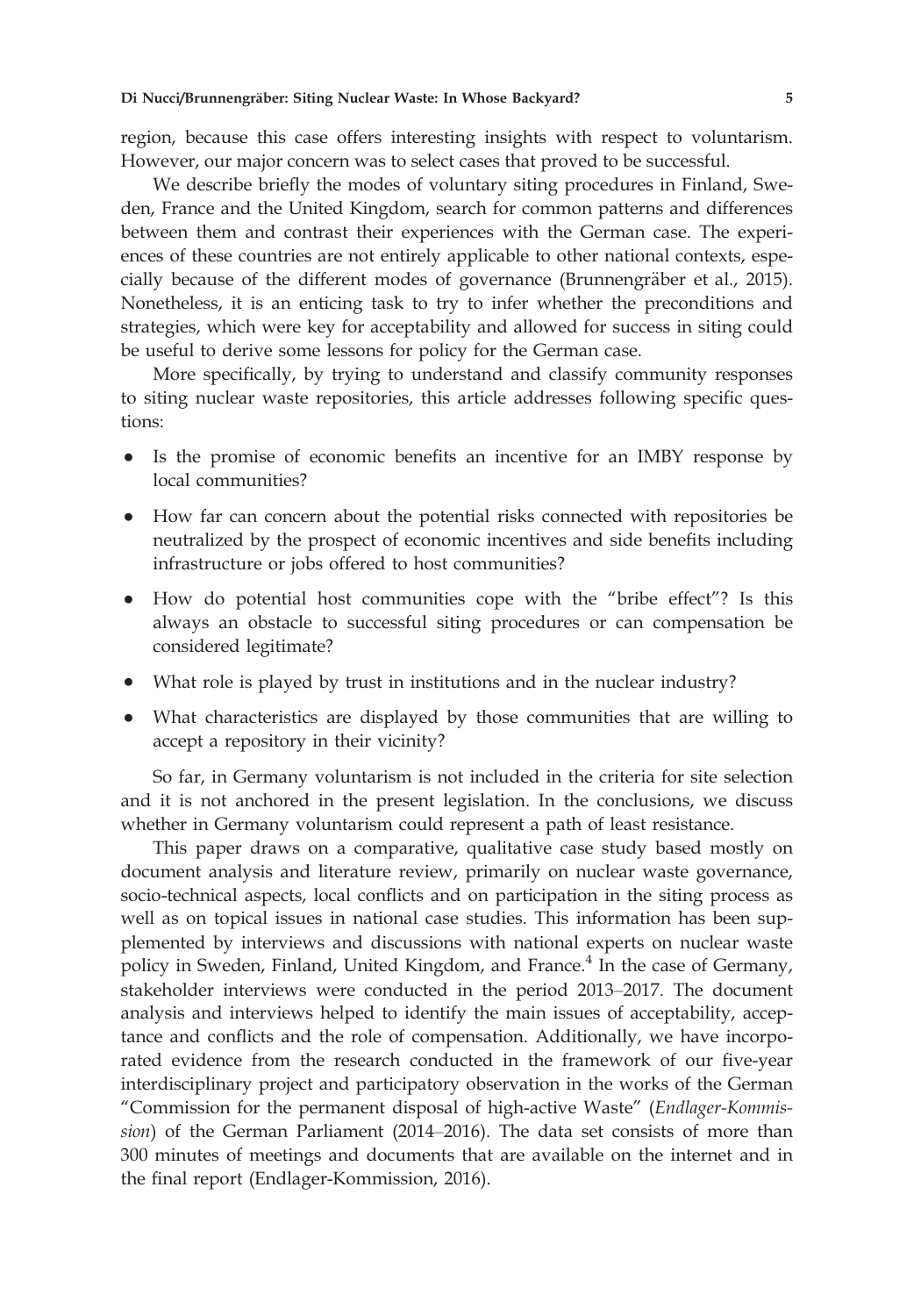region, because this case offers interesting insights with respect to voluntarism. However, our major concern was to select cases that proved to be successful.

We describe briefly the modes of voluntary siting procedures in Finland, Sweden, France and the United Kingdom, search for common patterns and differences between them and contrast their experiences with the German case. The experiences of these countries are not entirely applicable to other national contexts, especially because of the different modes of governance (Brunnengräber et al., 2015). Nonetheless, it is an enticing task to try to infer whether the preconditions and strategies, which were key for acceptability and allowed for success in siting could be useful to derive some lessons for policy for the German case.

More specifically, by trying to understand and classify community responses to siting nuclear waste repositories, this article addresses following specific questions:

- Is the promise of economic benefits an incentive for an IMBY response by local communities?
- How far can concern about the potential risks connected with repositories be neutralized by the prospect of economic incentives and side benefits including infrastructure or jobs offered to host communities?
- How do potential host communities cope with the "bribe effect"? Is this always an obstacle to successful siting procedures or can compensation be considered legitimate?
- What role is played by trust in institutions and in the nuclear industry?
- What characteristics are displayed by those communities that are willing to accept a repository in their vicinity?

So far, in Germany voluntarism is not included in the criteria for site selection and it is not anchored in the present legislation. In the conclusions, we discuss whether in Germany voluntarism could represent a path of least resistance.

This paper draws on a comparative, qualitative case study based mostly on document analysis and literature review, primarily on nuclear waste governance, socio-technical aspects, local conflicts and on participation in the siting process as well as on topical issues in national case studies. This information has been supplemented by interviews and discussions with national experts on nuclear waste policy in Sweden, Finland, United Kingdom, and France.[4] In the case of Germany, stakeholder interviews were conducted in the period 2013–2017. The document analysis and interviews helped to identify the main issues of acceptability, acceptance and conflicts and the role of compensation. Additionally, we have incorporated evidence from the research conducted in the framework of our five-year interdisciplinary project and participatory observation in the works of the German "Commission for the permanent disposal of high-active Waste" (*Endlager-Kommission*) of the German Parliament (2014–2016). The data set consists of more than 300 minutes of meetings and documents that are available on the internet and in the final report (Endlager-Kommission, 2016).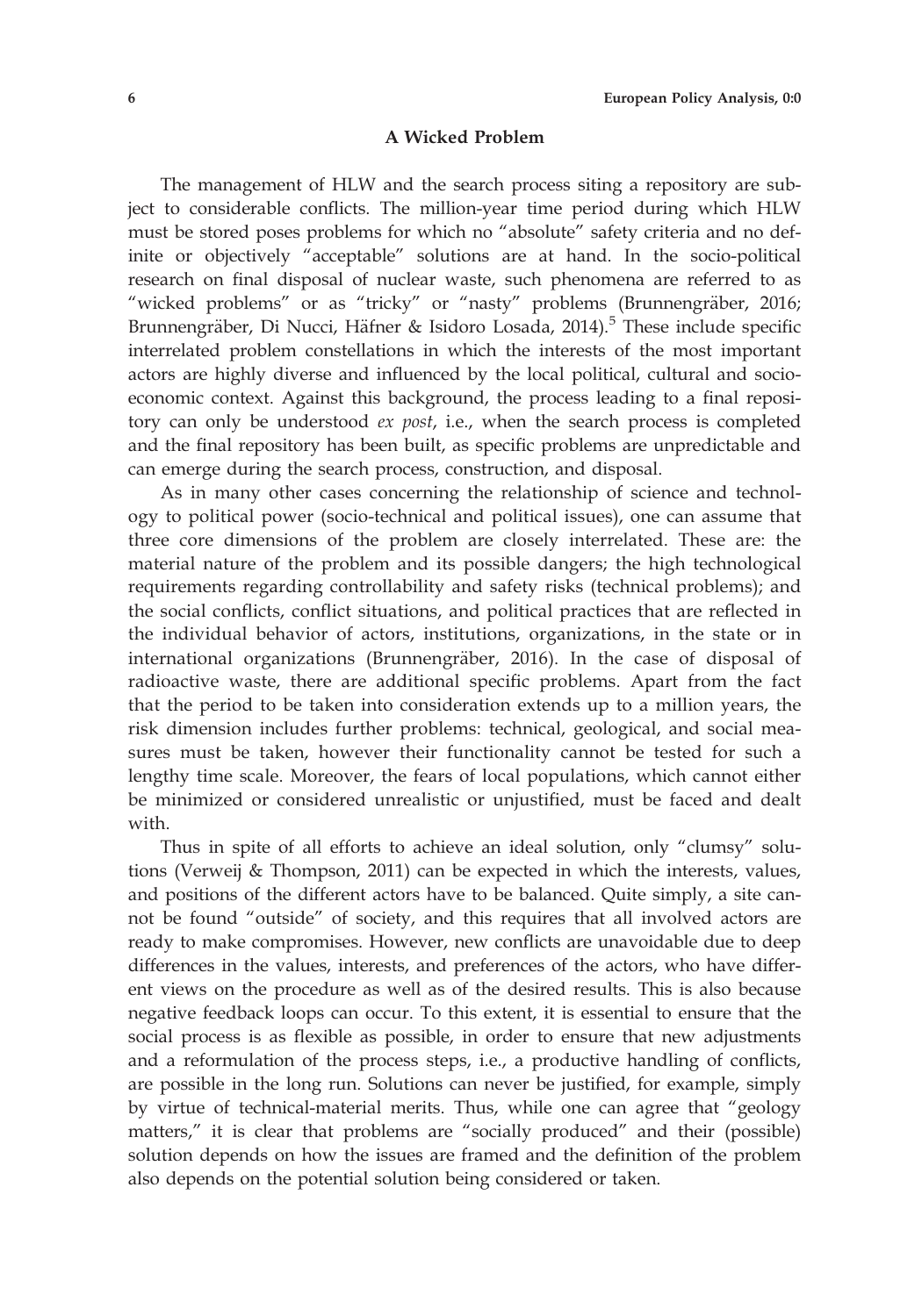## A Wicked Problem

The management of HLW and the search process siting a repository are subject to considerable conflicts. The million-year time period during which HLW must be stored poses problems for which no "absolute" safety criteria and no definite or objectively "acceptable" solutions are at hand. In the socio-political research on final disposal of nuclear waste, such phenomena are referred to as "wicked problems" or as "tricky" or "nasty" problems (Brunnengräber, 2016; Brunnengräber, Di Nucci, Häfner & Isidoro Losada, 2014).[5] These include specific interrelated problem constellations in which the interests of the most important actors are highly diverse and influenced by the local political, cultural and socio-economic context. Against this background, the process leading to a final repository can only be understood *ex post*, i.e., when the search process is completed and the final repository has been built, as specific problems are unpredictable and can emerge during the search process, construction, and disposal.

As in many other cases concerning the relationship of science and technology to political power (socio-technical and political issues), one can assume that three core dimensions of the problem are closely interrelated. These are: the material nature of the problem and its possible dangers; the high technological requirements regarding controllability and safety risks (technical problems); and the social conflicts, conflict situations, and political practices that are reflected in the individual behavior of actors, institutions, organizations, in the state or in international organizations (Brunnengräber, 2016). In the case of disposal of radioactive waste, there are additional specific problems. Apart from the fact that the period to be taken into consideration extends up to a million years, the risk dimension includes further problems: technical, geological, and social measures must be taken, however their functionality cannot be tested for such a lengthy time scale. Moreover, the fears of local populations, which cannot either be minimized or considered unrealistic or unjustified, must be faced and dealt with.

Thus in spite of all efforts to achieve an ideal solution, only "clumsy" solutions (Verweij & Thompson, 2011) can be expected in which the interests, values, and positions of the different actors have to be balanced. Quite simply, a site cannot be found "outside" of society, and this requires that all involved actors are ready to make compromises. However, new conflicts are unavoidable due to deep differences in the values, interests, and preferences of the actors, who have different views on the procedure as well as of the desired results. This is also because negative feedback loops can occur. To this extent, it is essential to ensure that the social process is as flexible as possible, in order to ensure that new adjustments and a reformulation of the process steps, i.e., a productive handling of conflicts, are possible in the long run. Solutions can never be justified, for example, simply by virtue of technical-material merits. Thus, while one can agree that "geology matters," it is clear that problems are "socially produced" and their (possible) solution depends on how the issues are framed and the definition of the problem also depends on the potential solution being considered or taken.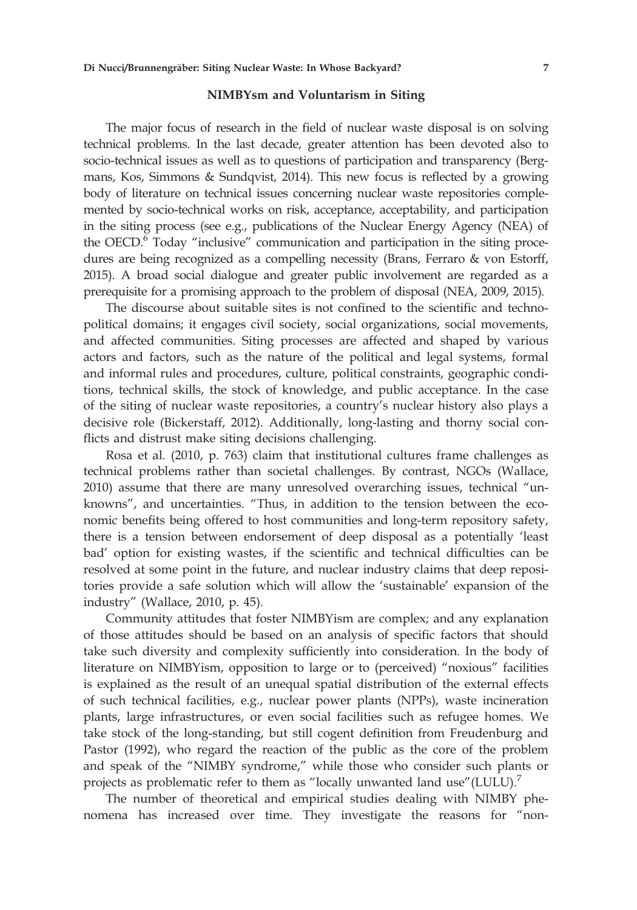## NIMBYsm and Voluntarism in Siting

The major focus of research in the field of nuclear waste disposal is on solving technical problems. In the last decade, greater attention has been devoted also to socio-technical issues as well as to questions of participation and transparency (Bergmans, Kos, Simmons & Sundqvist, 2014). This new focus is reflected by a growing body of literature on technical issues concerning nuclear waste repositories complemented by socio-technical works on risk, acceptance, acceptability, and participation in the siting process (see e.g., publications of the Nuclear Energy Agency (NEA) of the OECD.[6] Today "inclusive" communication and participation in the siting procedures are being recognized as a compelling necessity (Brans, Ferraro & von Estorff, 2015). A broad social dialogue and greater public involvement are regarded as a prerequisite for a promising approach to the problem of disposal (NEA, 2009, 2015).

The discourse about suitable sites is not confined to the scientific and technopolitical domains; it engages civil society, social organizations, social movements, and affected communities. Siting processes are affected and shaped by various actors and factors, such as the nature of the political and legal systems, formal and informal rules and procedures, culture, political constraints, geographic conditions, technical skills, the stock of knowledge, and public acceptance. In the case of the siting of nuclear waste repositories, a country's nuclear history also plays a decisive role (Bickerstaff, 2012). Additionally, long-lasting and thorny social conflicts and distrust make siting decisions challenging.

Rosa et al. (2010, p. 763) claim that institutional cultures frame challenges as technical problems rather than societal challenges. By contrast, NGOs (Wallace, 2010) assume that there are many unresolved overarching issues, technical "unknowns", and uncertainties. "Thus, in addition to the tension between the economic benefits being offered to host communities and long-term repository safety, there is a tension between endorsement of deep disposal as a potentially 'least bad' option for existing wastes, if the scientific and technical difficulties can be resolved at some point in the future, and nuclear industry claims that deep repositories provide a safe solution which will allow the 'sustainable' expansion of the industry" (Wallace, 2010, p. 45).

Community attitudes that foster NIMBYism are complex; and any explanation of those attitudes should be based on an analysis of specific factors that should take such diversity and complexity sufficiently into consideration. In the body of literature on NIMBYism, opposition to large or to (perceived) "noxious" facilities is explained as the result of an unequal spatial distribution of the external effects of such technical facilities, e.g., nuclear power plants (NPPs), waste incineration plants, large infrastructures, or even social facilities such as refugee homes. We take stock of the long-standing, but still cogent definition from Freudenburg and Pastor (1992), who regard the reaction of the public as the core of the problem and speak of the "NIMBY syndrome," while those who consider such plants or projects as problematic refer to them as "locally unwanted land use"(LULU).[7]

The number of theoretical and empirical studies dealing with NIMBY phenomena has increased over time. They investigate the reasons for "non-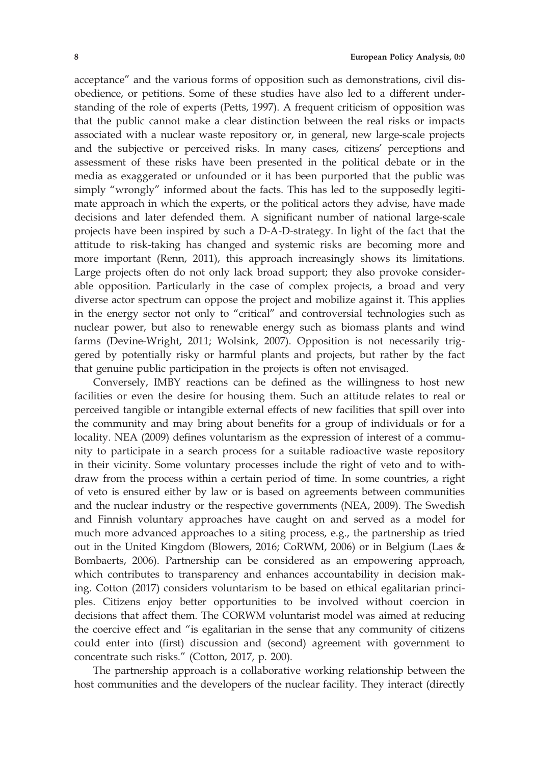acceptance" and the various forms of opposition such as demonstrations, civil disobedience, or petitions. Some of these studies have also led to a different understanding of the role of experts (Petts, 1997). A frequent criticism of opposition was that the public cannot make a clear distinction between the real risks or impacts associated with a nuclear waste repository or, in general, new large-scale projects and the subjective or perceived risks. In many cases, citizens' perceptions and assessment of these risks have been presented in the political debate or in the media as exaggerated or unfounded or it has been purported that the public was simply "wrongly" informed about the facts. This has led to the supposedly legitimate approach in which the experts, or the political actors they advise, have made decisions and later defended them. A significant number of national large-scale projects have been inspired by such a D-A-D-strategy. In light of the fact that the attitude to risk-taking has changed and systemic risks are becoming more and more important (Renn, 2011), this approach increasingly shows its limitations. Large projects often do not only lack broad support; they also provoke considerable opposition. Particularly in the case of complex projects, a broad and very diverse actor spectrum can oppose the project and mobilize against it. This applies in the energy sector not only to "critical" and controversial technologies such as nuclear power, but also to renewable energy such as biomass plants and wind farms (Devine-Wright, 2011; Wolsink, 2007). Opposition is not necessarily triggered by potentially risky or harmful plants and projects, but rather by the fact that genuine public participation in the projects is often not envisaged.

Conversely, IMBY reactions can be defined as the willingness to host new facilities or even the desire for housing them. Such an attitude relates to real or perceived tangible or intangible external effects of new facilities that spill over into the community and may bring about benefits for a group of individuals or for a locality. NEA (2009) defines voluntarism as the expression of interest of a community to participate in a search process for a suitable radioactive waste repository in their vicinity. Some voluntary processes include the right of veto and to withdraw from the process within a certain period of time. In some countries, a right of veto is ensured either by law or is based on agreements between communities and the nuclear industry or the respective governments (NEA, 2009). The Swedish and Finnish voluntary approaches have caught on and served as a model for much more advanced approaches to a siting process, e.g., the partnership as tried out in the United Kingdom (Blowers, 2016; CoRWM, 2006) or in Belgium (Laes & Bombaerts, 2006). Partnership can be considered as an empowering approach, which contributes to transparency and enhances accountability in decision making. Cotton (2017) considers voluntarism to be based on ethical egalitarian principles. Citizens enjoy better opportunities to be involved without coercion in decisions that affect them. The CORWM voluntarist model was aimed at reducing the coercive effect and "is egalitarian in the sense that any community of citizens could enter into (first) discussion and (second) agreement with government to concentrate such risks." (Cotton, 2017, p. 200).

The partnership approach is a collaborative working relationship between the host communities and the developers of the nuclear facility. They interact (directly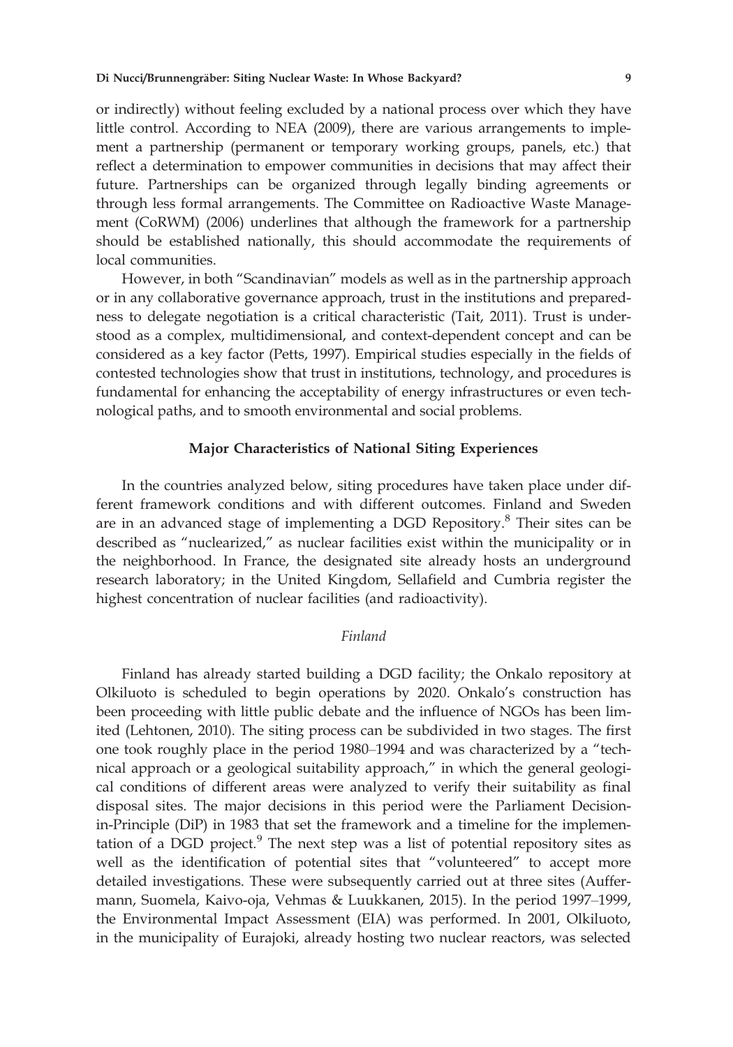or indirectly) without feeling excluded by a national process over which they have little control. According to NEA (2009), there are various arrangements to implement a partnership (permanent or temporary working groups, panels, etc.) that reflect a determination to empower communities in decisions that may affect their future. Partnerships can be organized through legally binding agreements or through less formal arrangements. The Committee on Radioactive Waste Management (CoRWM) (2006) underlines that although the framework for a partnership should be established nationally, this should accommodate the requirements of local communities.

However, in both "Scandinavian" models as well as in the partnership approach or in any collaborative governance approach, trust in the institutions and preparedness to delegate negotiation is a critical characteristic (Tait, 2011). Trust is understood as a complex, multidimensional, and context-dependent concept and can be considered as a key factor (Petts, 1997). Empirical studies especially in the fields of contested technologies show that trust in institutions, technology, and procedures is fundamental for enhancing the acceptability of energy infrastructures or even technological paths, and to smooth environmental and social problems.

## Major Characteristics of National Siting Experiences

In the countries analyzed below, siting procedures have taken place under different framework conditions and with different outcomes. Finland and Sweden are in an advanced stage of implementing a DGD Repository.[8] Their sites can be described as "nuclearized," as nuclear facilities exist within the municipality or in the neighborhood. In France, the designated site already hosts an underground research laboratory; in the United Kingdom, Sellafield and Cumbria register the highest concentration of nuclear facilities (and radioactivity).

### *Finland*

Finland has already started building a DGD facility; the Onkalo repository at Olkiluoto is scheduled to begin operations by 2020. Onkalo's construction has been proceeding with little public debate and the influence of NGOs has been limited (Lehtonen, 2010). The siting process can be subdivided in two stages. The first one took roughly place in the period 1980–1994 and was characterized by a "technical approach or a geological suitability approach," in which the general geological conditions of different areas were analyzed to verify their suitability as final disposal sites. The major decisions in this period were the Parliament Decision-in-Principle (DiP) in 1983 that set the framework and a timeline for the implementation of a DGD project.[9] The next step was a list of potential repository sites as well as the identification of potential sites that "volunteered" to accept more detailed investigations. These were subsequently carried out at three sites (Auffermann, Suomela, Kaivo-oja, Vehmas & Luukkanen, 2015). In the period 1997–1999, the Environmental Impact Assessment (EIA) was performed. In 2001, Olkiluoto, in the municipality of Eurajoki, already hosting two nuclear reactors, was selected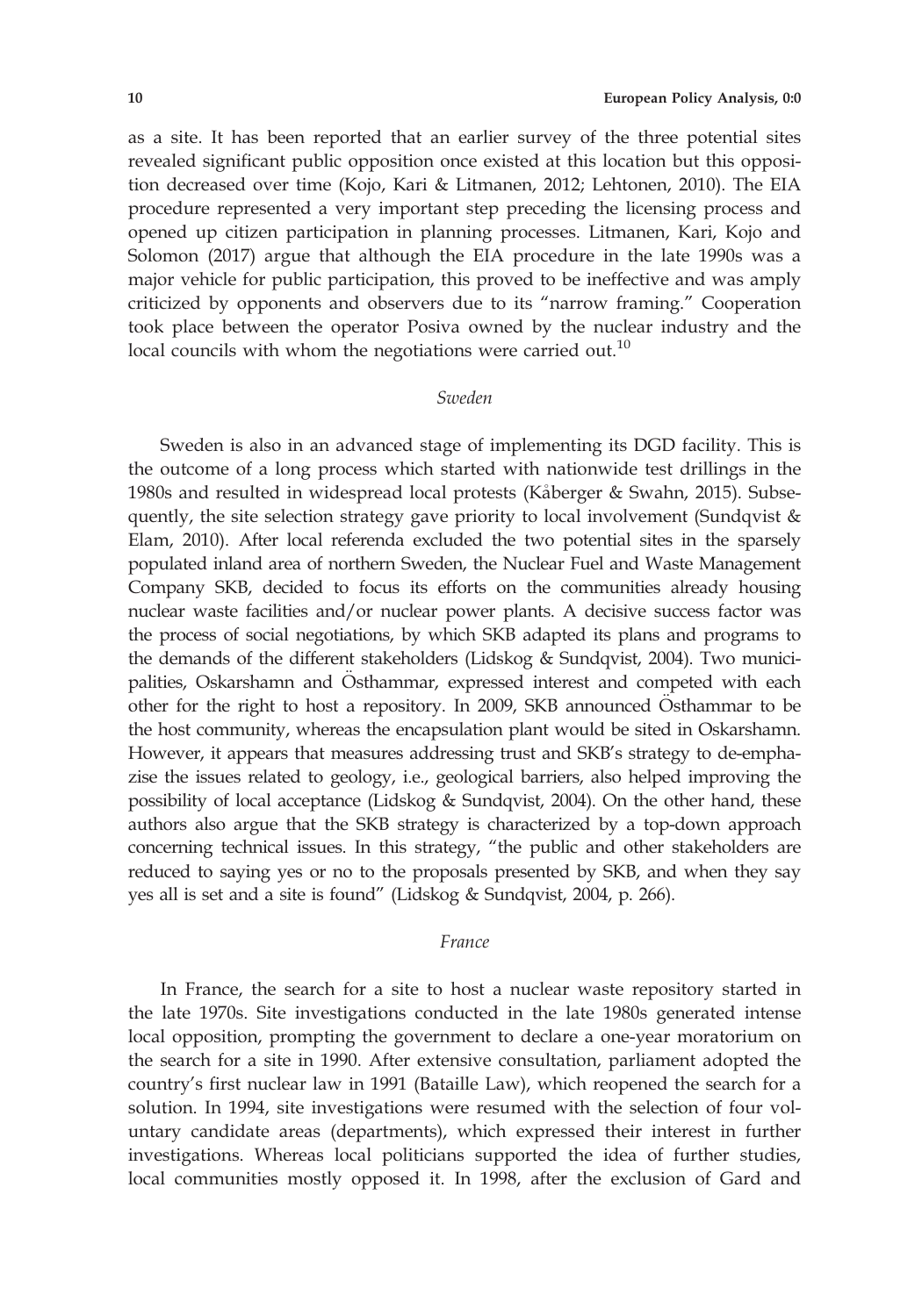as a site. It has been reported that an earlier survey of the three potential sites revealed significant public opposition once existed at this location but this opposition decreased over time (Kojo, Kari & Litmanen, 2012; Lehtonen, 2010). The EIA procedure represented a very important step preceding the licensing process and opened up citizen participation in planning processes. Litmanen, Kari, Kojo and Solomon (2017) argue that although the EIA procedure in the late 1990s was a major vehicle for public participation, this proved to be ineffective and was amply criticized by opponents and observers due to its "narrow framing." Cooperation took place between the operator Posiva owned by the nuclear industry and the local councils with whom the negotiations were carried out.[10]

### *Sweden*

Sweden is also in an advanced stage of implementing its DGD facility. This is the outcome of a long process which started with nationwide test drillings in the 1980s and resulted in widespread local protests (Kåberger & Swahn, 2015). Subsequently, the site selection strategy gave priority to local involvement (Sundqvist & Elam, 2010). After local referenda excluded the two potential sites in the sparsely populated inland area of northern Sweden, the Nuclear Fuel and Waste Management Company SKB, decided to focus its efforts on the communities already housing nuclear waste facilities and/or nuclear power plants. A decisive success factor was the process of social negotiations, by which SKB adapted its plans and programs to the demands of the different stakeholders (Lidskog & Sundqvist, 2004). Two municipalities, Oskarshamn and Östhammar, expressed interest and competed with each other for the right to host a repository. In 2009, SKB announced Östhammar to be the host community, whereas the encapsulation plant would be sited in Oskarshamn. However, it appears that measures addressing trust and SKB's strategy to de-emphazise the issues related to geology, i.e., geological barriers, also helped improving the possibility of local acceptance (Lidskog & Sundqvist, 2004). On the other hand, these authors also argue that the SKB strategy is characterized by a top-down approach concerning technical issues. In this strategy, "the public and other stakeholders are reduced to saying yes or no to the proposals presented by SKB, and when they say yes all is set and a site is found" (Lidskog & Sundqvist, 2004, p. 266).

### *France*

In France, the search for a site to host a nuclear waste repository started in the late 1970s. Site investigations conducted in the late 1980s generated intense local opposition, prompting the government to declare a one-year moratorium on the search for a site in 1990. After extensive consultation, parliament adopted the country's first nuclear law in 1991 (Bataille Law), which reopened the search for a solution. In 1994, site investigations were resumed with the selection of four voluntary candidate areas (departments), which expressed their interest in further investigations. Whereas local politicians supported the idea of further studies, local communities mostly opposed it. In 1998, after the exclusion of Gard and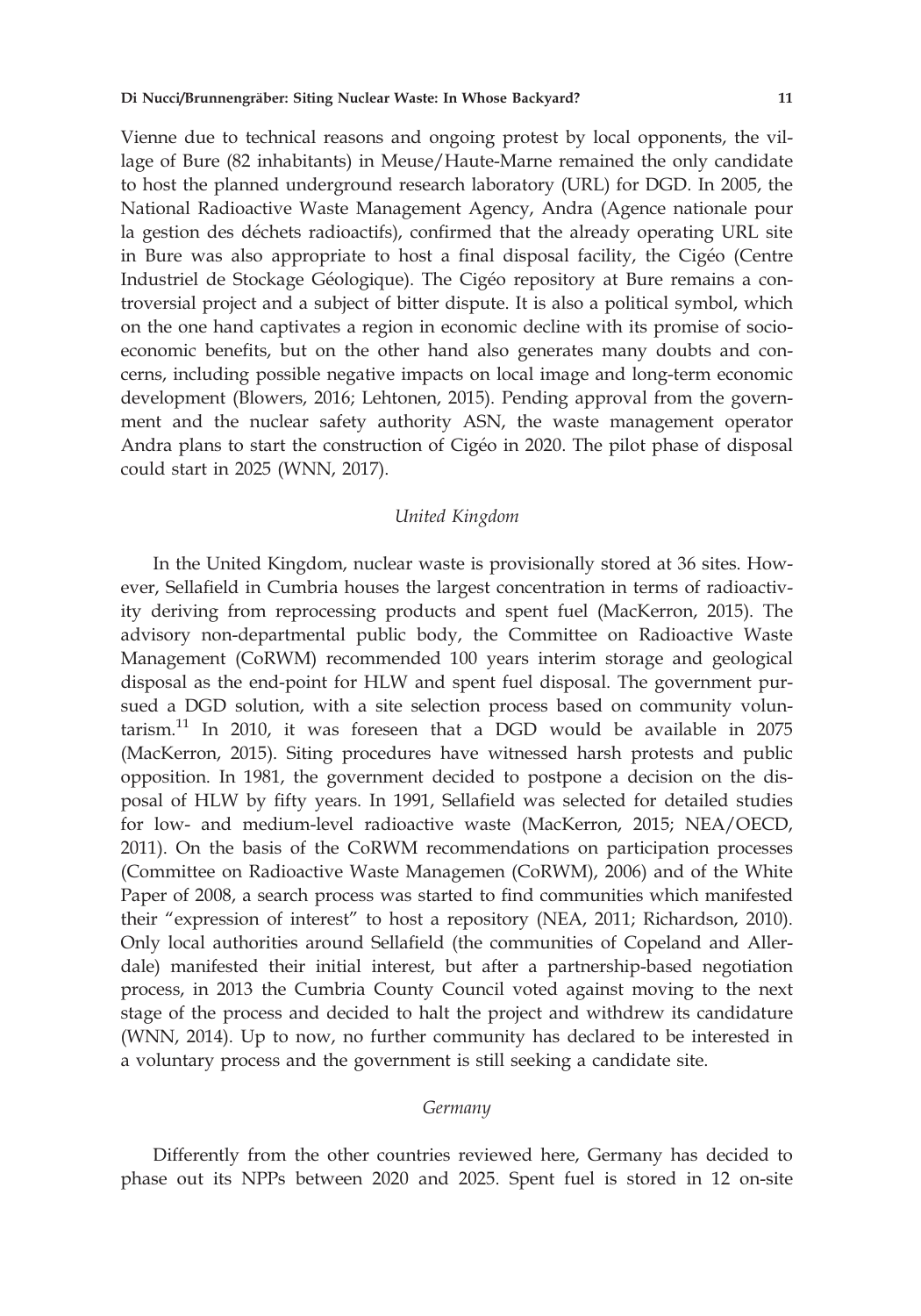Vienne due to technical reasons and ongoing protest by local opponents, the village of Bure (82 inhabitants) in Meuse/Haute-Marne remained the only candidate to host the planned underground research laboratory (URL) for DGD. In 2005, the National Radioactive Waste Management Agency, Andra (Agence nationale pour la gestion des déchets radioactifs), confirmed that the already operating URL site in Bure was also appropriate to host a final disposal facility, the Cigéo (Centre Industriel de Stockage Géologique). The Cigéo repository at Bure remains a controversial project and a subject of bitter dispute. It is also a political symbol, which on the one hand captivates a region in economic decline with its promise of socioeconomic benefits, but on the other hand also generates many doubts and concerns, including possible negative impacts on local image and long-term economic development (Blowers, 2016; Lehtonen, 2015). Pending approval from the government and the nuclear safety authority ASN, the waste management operator Andra plans to start the construction of Cigéo in 2020. The pilot phase of disposal could start in 2025 (WNN, 2017).

### *United Kingdom*

In the United Kingdom, nuclear waste is provisionally stored at 36 sites. However, Sellafield in Cumbria houses the largest concentration in terms of radioactivity deriving from reprocessing products and spent fuel (MacKerron, 2015). The advisory non-departmental public body, the Committee on Radioactive Waste Management (CoRWM) recommended 100 years interim storage and geological disposal as the end-point for HLW and spent fuel disposal. The government pursued a DGD solution, with a site selection process based on community voluntarism.[11] In 2010, it was foreseen that a DGD would be available in 2075 (MacKerron, 2015). Siting procedures have witnessed harsh protests and public opposition. In 1981, the government decided to postpone a decision on the disposal of HLW by fifty years. In 1991, Sellafield was selected for detailed studies for low- and medium-level radioactive waste (MacKerron, 2015; NEA/OECD, 2011). On the basis of the CoRWM recommendations on participation processes (Committee on Radioactive Waste Managemen (CoRWM), 2006) and of the White Paper of 2008, a search process was started to find communities which manifested their "expression of interest" to host a repository (NEA, 2011; Richardson, 2010). Only local authorities around Sellafield (the communities of Copeland and Allerdale) manifested their initial interest, but after a partnership-based negotiation process, in 2013 the Cumbria County Council voted against moving to the next stage of the process and decided to halt the project and withdrew its candidature (WNN, 2014). Up to now, no further community has declared to be interested in a voluntary process and the government is still seeking a candidate site.

### *Germany*

Differently from the other countries reviewed here, Germany has decided to phase out its NPPs between 2020 and 2025. Spent fuel is stored in 12 on-site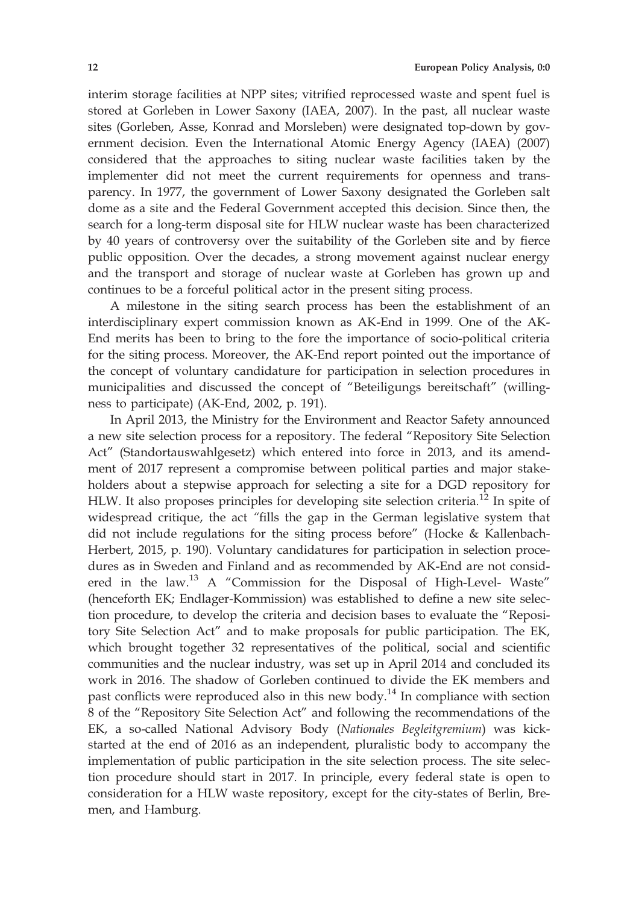interim storage facilities at NPP sites; vitrified reprocessed waste and spent fuel is stored at Gorleben in Lower Saxony (IAEA, 2007). In the past, all nuclear waste sites (Gorleben, Asse, Konrad and Morsleben) were designated top-down by government decision. Even the International Atomic Energy Agency (IAEA) (2007) considered that the approaches to siting nuclear waste facilities taken by the implementer did not meet the current requirements for openness and transparency. In 1977, the government of Lower Saxony designated the Gorleben salt dome as a site and the Federal Government accepted this decision. Since then, the search for a long-term disposal site for HLW nuclear waste has been characterized by 40 years of controversy over the suitability of the Gorleben site and by fierce public opposition. Over the decades, a strong movement against nuclear energy and the transport and storage of nuclear waste at Gorleben has grown up and continues to be a forceful political actor in the present siting process.

A milestone in the siting search process has been the establishment of an interdisciplinary expert commission known as AK-End in 1999. One of the AK-End merits has been to bring to the fore the importance of socio-political criteria for the siting process. Moreover, the AK-End report pointed out the importance of the concept of voluntary candidature for participation in selection procedures in municipalities and discussed the concept of "Beteiligungs bereitschaft" (willingness to participate) (AK-End, 2002, p. 191).

In April 2013, the Ministry for the Environment and Reactor Safety announced a new site selection process for a repository. The federal "Repository Site Selection Act" (Standortauswahlgesetz) which entered into force in 2013, and its amendment of 2017 represent a compromise between political parties and major stakeholders about a stepwise approach for selecting a site for a DGD repository for HLW. It also proposes principles for developing site selection criteria.[12] In spite of widespread critique, the act "fills the gap in the German legislative system that did not include regulations for the siting process before" (Hocke & Kallenbach-Herbert, 2015, p. 190). Voluntary candidatures for participation in selection procedures as in Sweden and Finland and as recommended by AK-End are not considered in the law.[13] A "Commission for the Disposal of High-Level- Waste" (henceforth EK; Endlager-Kommission) was established to define a new site selection procedure, to develop the criteria and decision bases to evaluate the "Repository Site Selection Act" and to make proposals for public participation. The EK, which brought together 32 representatives of the political, social and scientific communities and the nuclear industry, was set up in April 2014 and concluded its work in 2016. The shadow of Gorleben continued to divide the EK members and past conflicts were reproduced also in this new body.[14] In compliance with section 8 of the "Repository Site Selection Act" and following the recommendations of the EK, a so-called National Advisory Body (*Nationales Begleitgremium*) was kick-started at the end of 2016 as an independent, pluralistic body to accompany the implementation of public participation in the site selection process. The site selection procedure should start in 2017. In principle, every federal state is open to consideration for a HLW waste repository, except for the city-states of Berlin, Bremen, and Hamburg.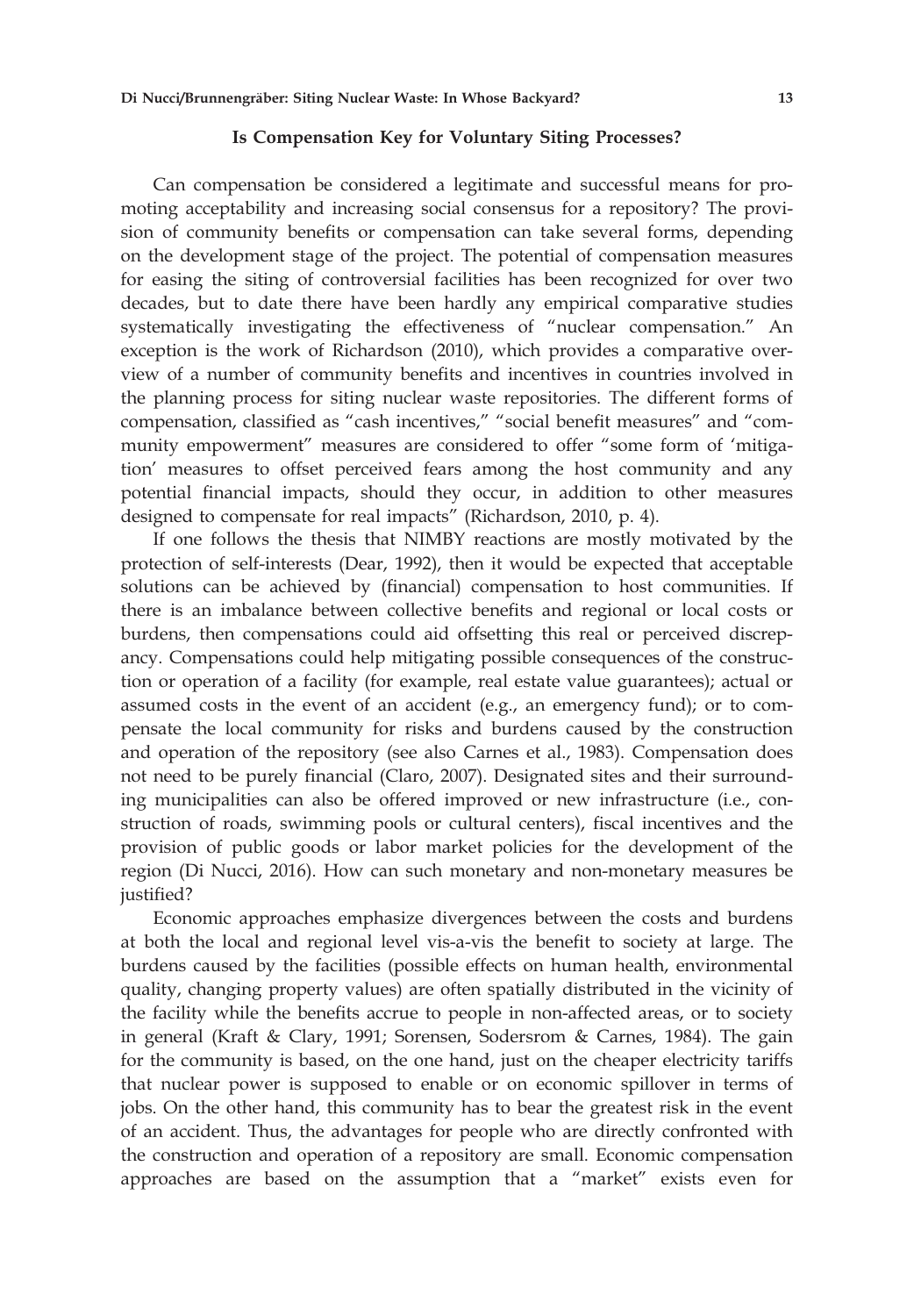## Is Compensation Key for Voluntary Siting Processes?

Can compensation be considered a legitimate and successful means for promoting acceptability and increasing social consensus for a repository? The provision of community benefits or compensation can take several forms, depending on the development stage of the project. The potential of compensation measures for easing the siting of controversial facilities has been recognized for over two decades, but to date there have been hardly any empirical comparative studies systematically investigating the effectiveness of "nuclear compensation." An exception is the work of Richardson (2010), which provides a comparative overview of a number of community benefits and incentives in countries involved in the planning process for siting nuclear waste repositories. The different forms of compensation, classified as "cash incentives," "social benefit measures" and "community empowerment" measures are considered to offer "some form of 'mitigation' measures to offset perceived fears among the host community and any potential financial impacts, should they occur, in addition to other measures designed to compensate for real impacts" (Richardson, 2010, p. 4).

If one follows the thesis that NIMBY reactions are mostly motivated by the protection of self-interests (Dear, 1992), then it would be expected that acceptable solutions can be achieved by (financial) compensation to host communities. If there is an imbalance between collective benefits and regional or local costs or burdens, then compensations could aid offsetting this real or perceived discrepancy. Compensations could help mitigating possible consequences of the construction or operation of a facility (for example, real estate value guarantees); actual or assumed costs in the event of an accident (e.g., an emergency fund); or to compensate the local community for risks and burdens caused by the construction and operation of the repository (see also Carnes et al., 1983). Compensation does not need to be purely financial (Claro, 2007). Designated sites and their surrounding municipalities can also be offered improved or new infrastructure (i.e., construction of roads, swimming pools or cultural centers), fiscal incentives and the provision of public goods or labor market policies for the development of the region (Di Nucci, 2016). How can such monetary and non-monetary measures be justified?

Economic approaches emphasize divergences between the costs and burdens at both the local and regional level vis-a-vis the benefit to society at large. The burdens caused by the facilities (possible effects on human health, environmental quality, changing property values) are often spatially distributed in the vicinity of the facility while the benefits accrue to people in non-affected areas, or to society in general (Kraft & Clary, 1991; Sorensen, Sodersrom & Carnes, 1984). The gain for the community is based, on the one hand, just on the cheaper electricity tariffs that nuclear power is supposed to enable or on economic spillover in terms of jobs. On the other hand, this community has to bear the greatest risk in the event of an accident. Thus, the advantages for people who are directly confronted with the construction and operation of a repository are small. Economic compensation approaches are based on the assumption that a "market" exists even for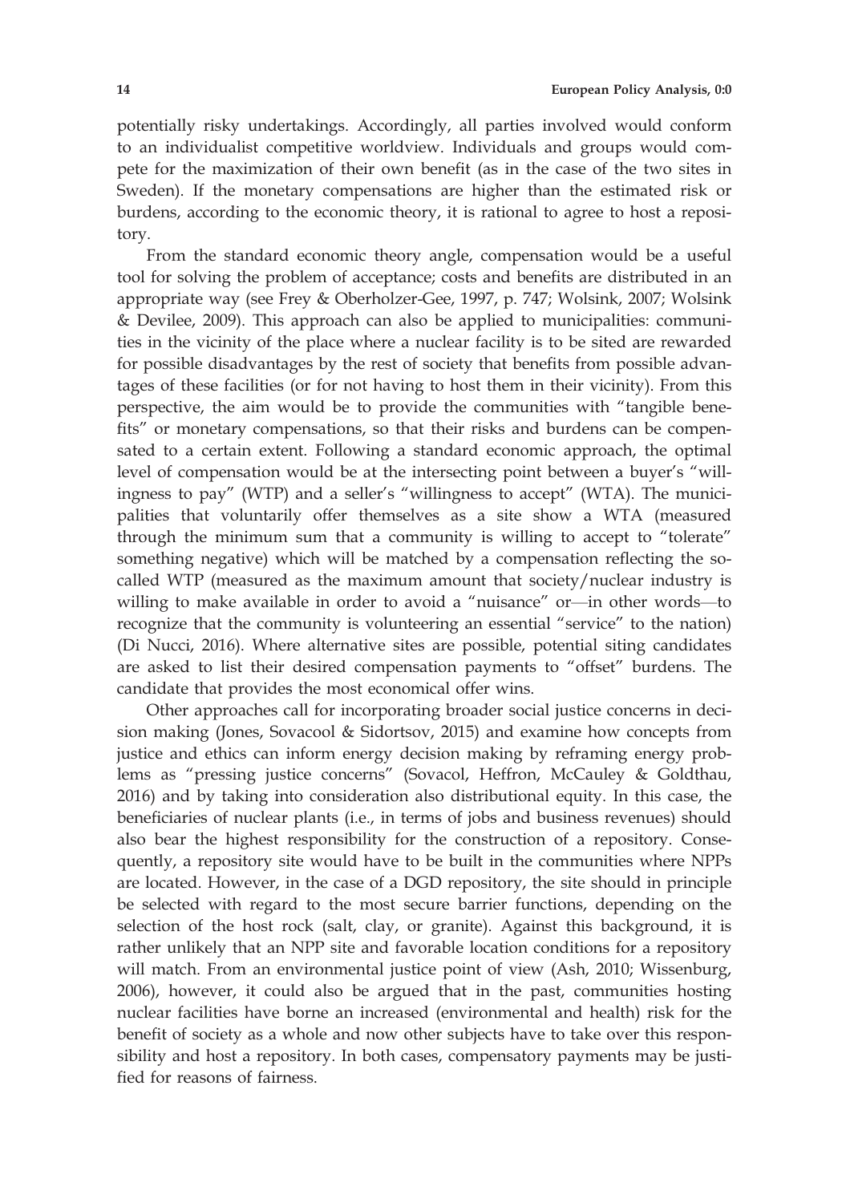potentially risky undertakings. Accordingly, all parties involved would conform to an individualist competitive worldview. Individuals and groups would compete for the maximization of their own benefit (as in the case of the two sites in Sweden). If the monetary compensations are higher than the estimated risk or burdens, according to the economic theory, it is rational to agree to host a repository.

From the standard economic theory angle, compensation would be a useful tool for solving the problem of acceptance; costs and benefits are distributed in an appropriate way (see Frey & Oberholzer-Gee, 1997, p. 747; Wolsink, 2007; Wolsink & Devilee, 2009). This approach can also be applied to municipalities: communities in the vicinity of the place where a nuclear facility is to be sited are rewarded for possible disadvantages by the rest of society that benefits from possible advantages of these facilities (or for not having to host them in their vicinity). From this perspective, the aim would be to provide the communities with "tangible benefits" or monetary compensations, so that their risks and burdens can be compensated to a certain extent. Following a standard economic approach, the optimal level of compensation would be at the intersecting point between a buyer's "willingness to pay" (WTP) and a seller's "willingness to accept" (WTA). The municipalities that voluntarily offer themselves as a site show a WTA (measured through the minimum sum that a community is willing to accept to "tolerate" something negative) which will be matched by a compensation reflecting the so-called WTP (measured as the maximum amount that society/nuclear industry is willing to make available in order to avoid a "nuisance" or—in other words—to recognize that the community is volunteering an essential "service" to the nation) (Di Nucci, 2016). Where alternative sites are possible, potential siting candidates are asked to list their desired compensation payments to "offset" burdens. The candidate that provides the most economical offer wins.

Other approaches call for incorporating broader social justice concerns in decision making (Jones, Sovacool & Sidortsov, 2015) and examine how concepts from justice and ethics can inform energy decision making by reframing energy problems as "pressing justice concerns" (Sovacol, Heffron, McCauley & Goldthau, 2016) and by taking into consideration also distributional equity. In this case, the beneficiaries of nuclear plants (i.e., in terms of jobs and business revenues) should also bear the highest responsibility for the construction of a repository. Consequently, a repository site would have to be built in the communities where NPPs are located. However, in the case of a DGD repository, the site should in principle be selected with regard to the most secure barrier functions, depending on the selection of the host rock (salt, clay, or granite). Against this background, it is rather unlikely that an NPP site and favorable location conditions for a repository will match. From an environmental justice point of view (Ash, 2010; Wissenburg, 2006), however, it could also be argued that in the past, communities hosting nuclear facilities have borne an increased (environmental and health) risk for the benefit of society as a whole and now other subjects have to take over this responsibility and host a repository. In both cases, compensatory payments may be justified for reasons of fairness.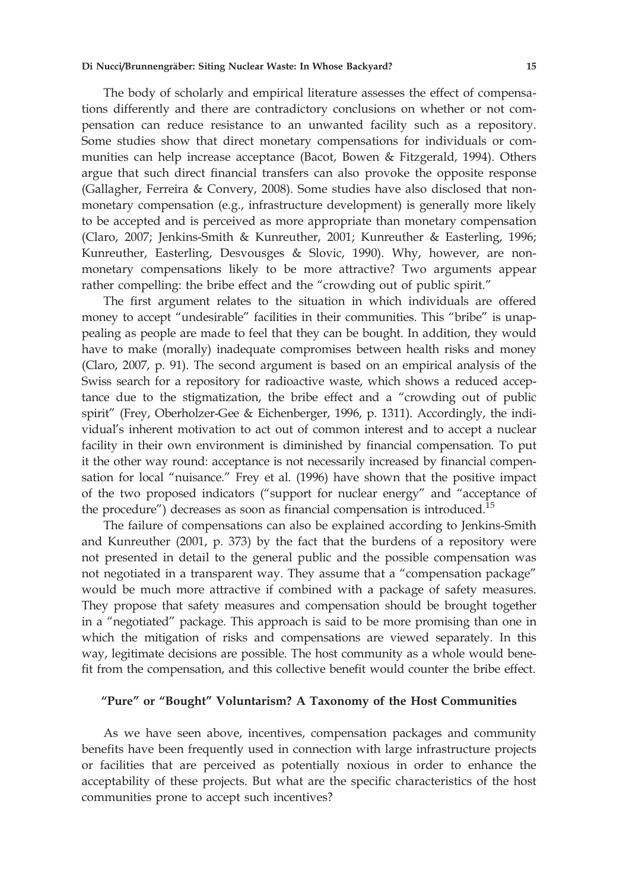The body of scholarly and empirical literature assesses the effect of compensations differently and there are contradictory conclusions on whether or not compensation can reduce resistance to an unwanted facility such as a repository. Some studies show that direct monetary compensations for individuals or communities can help increase acceptance (Bacot, Bowen & Fitzgerald, 1994). Others argue that such direct financial transfers can also provoke the opposite response (Gallagher, Ferreira & Convery, 2008). Some studies have also disclosed that non-monetary compensation (e.g., infrastructure development) is generally more likely to be accepted and is perceived as more appropriate than monetary compensation (Claro, 2007; Jenkins-Smith & Kunreuther, 2001; Kunreuther & Easterling, 1996; Kunreuther, Easterling, Desvousges & Slovic, 1990). Why, however, are non-monetary compensations likely to be more attractive? Two arguments appear rather compelling: the bribe effect and the "crowding out of public spirit."

The first argument relates to the situation in which individuals are offered money to accept "undesirable" facilities in their communities. This "bribe" is unappealing as people are made to feel that they can be bought. In addition, they would have to make (morally) inadequate compromises between health risks and money (Claro, 2007, p. 91). The second argument is based on an empirical analysis of the Swiss search for a repository for radioactive waste, which shows a reduced acceptance due to the stigmatization, the bribe effect and a "crowding out of public spirit" (Frey, Oberholzer-Gee & Eichenberger, 1996, p. 1311). Accordingly, the individual's inherent motivation to act out of common interest and to accept a nuclear facility in their own environment is diminished by financial compensation. To put it the other way round: acceptance is not necessarily increased by financial compensation for local "nuisance." Frey et al. (1996) have shown that the positive impact of the two proposed indicators ("support for nuclear energy" and "acceptance of the procedure") decreases as soon as financial compensation is introduced.[15]

The failure of compensations can also be explained according to Jenkins-Smith and Kunreuther (2001, p. 373) by the fact that the burdens of a repository were not presented in detail to the general public and the possible compensation was not negotiated in a transparent way. They assume that a "compensation package" would be much more attractive if combined with a package of safety measures. They propose that safety measures and compensation should be brought together in a "negotiated" package. This approach is said to be more promising than one in which the mitigation of risks and compensations are viewed separately. In this way, legitimate decisions are possible. The host community as a whole would benefit from the compensation, and this collective benefit would counter the bribe effect.

## "Pure" or "Bought" Voluntarism? A Taxonomy of the Host Communities

As we have seen above, incentives, compensation packages and community benefits have been frequently used in connection with large infrastructure projects or facilities that are perceived as potentially noxious in order to enhance the acceptability of these projects. But what are the specific characteristics of the host communities prone to accept such incentives?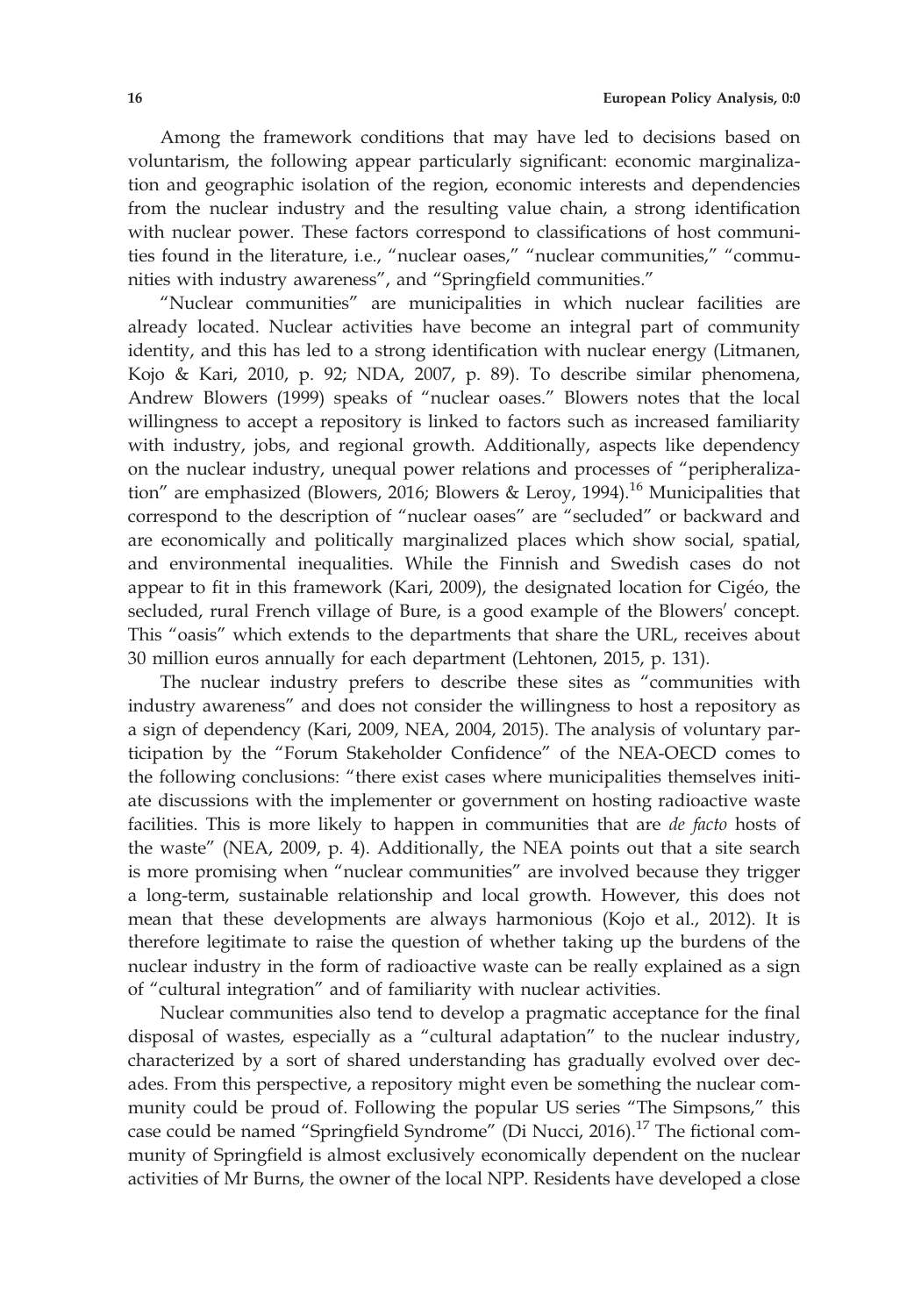Among the framework conditions that may have led to decisions based on voluntarism, the following appear particularly significant: economic marginalization and geographic isolation of the region, economic interests and dependencies from the nuclear industry and the resulting value chain, a strong identification with nuclear power. These factors correspond to classifications of host communities found in the literature, i.e., "nuclear oases," "nuclear communities," "communities with industry awareness", and "Springfield communities."

"Nuclear communities" are municipalities in which nuclear facilities are already located. Nuclear activities have become an integral part of community identity, and this has led to a strong identification with nuclear energy (Litmanen, Kojo & Kari, 2010, p. 92; NDA, 2007, p. 89). To describe similar phenomena, Andrew Blowers (1999) speaks of "nuclear oases." Blowers notes that the local willingness to accept a repository is linked to factors such as increased familiarity with industry, jobs, and regional growth. Additionally, aspects like dependency on the nuclear industry, unequal power relations and processes of "peripheralization" are emphasized (Blowers, 2016; Blowers & Leroy, 1994).[16] Municipalities that correspond to the description of "nuclear oases" are "secluded" or backward and are economically and politically marginalized places which show social, spatial, and environmental inequalities. While the Finnish and Swedish cases do not appear to fit in this framework (Kari, 2009), the designated location for Cigéo, the secluded, rural French village of Bure, is a good example of the Blowers' concept. This "oasis" which extends to the departments that share the URL, receives about 30 million euros annually for each department (Lehtonen, 2015, p. 131).

The nuclear industry prefers to describe these sites as "communities with industry awareness" and does not consider the willingness to host a repository as a sign of dependency (Kari, 2009, NEA, 2004, 2015). The analysis of voluntary participation by the "Forum Stakeholder Confidence" of the NEA-OECD comes to the following conclusions: "there exist cases where municipalities themselves initiate discussions with the implementer or government on hosting radioactive waste facilities. This is more likely to happen in communities that are *de facto* hosts of the waste" (NEA, 2009, p. 4). Additionally, the NEA points out that a site search is more promising when "nuclear communities" are involved because they trigger a long-term, sustainable relationship and local growth. However, this does not mean that these developments are always harmonious (Kojo et al., 2012). It is therefore legitimate to raise the question of whether taking up the burdens of the nuclear industry in the form of radioactive waste can be really explained as a sign of "cultural integration" and of familiarity with nuclear activities.

Nuclear communities also tend to develop a pragmatic acceptance for the final disposal of wastes, especially as a "cultural adaptation" to the nuclear industry, characterized by a sort of shared understanding has gradually evolved over decades. From this perspective, a repository might even be something the nuclear community could be proud of. Following the popular US series "The Simpsons," this case could be named "Springfield Syndrome" (Di Nucci, 2016).[17] The fictional community of Springfield is almost exclusively economically dependent on the nuclear activities of Mr Burns, the owner of the local NPP. Residents have developed a close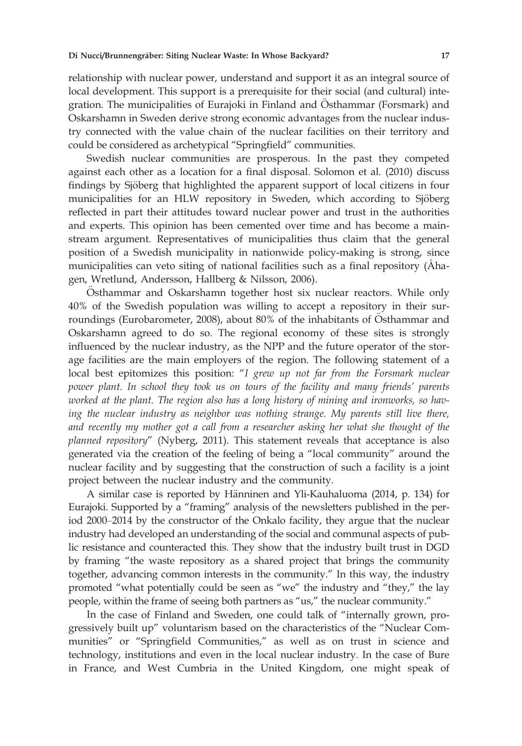relationship with nuclear power, understand and support it as an integral source of local development. This support is a prerequisite for their social (and cultural) integration. The municipalities of Eurajoki in Finland and Östhammar (Forsmark) and Oskarshamn in Sweden derive strong economic advantages from the nuclear industry connected with the value chain of the nuclear facilities on their territory and could be considered as archetypical "Springfield" communities.

Swedish nuclear communities are prosperous. In the past they competed against each other as a location for a final disposal. Solomon et al. (2010) discuss findings by Sjöberg that highlighted the apparent support of local citizens in four municipalities for an HLW repository in Sweden, which according to Sjöberg reflected in part their attitudes toward nuclear power and trust in the authorities and experts. This opinion has been cemented over time and has become a mainstream argument. Representatives of municipalities thus claim that the general position of a Swedish municipality in nationwide policy-making is strong, since municipalities can veto siting of national facilities such as a final repository (Åhagen, Wretlund, Andersson, Hallberg & Nilsson, 2006).

Östhammar and Oskarshamn together host six nuclear reactors. While only 40% of the Swedish population was willing to accept a repository in their surroundings (Eurobarometer, 2008), about 80% of the inhabitants of Östhammar and Oskarshamn agreed to do so. The regional economy of these sites is strongly influenced by the nuclear industry, as the NPP and the future operator of the storage facilities are the main employers of the region. The following statement of a local best epitomizes this position: "*I grew up not far from the Forsmark nuclear power plant. In school they took us on tours of the facility and many friends' parents worked at the plant. The region also has a long history of mining and ironworks, so having the nuclear industry as neighbor was nothing strange. My parents still live there, and recently my mother got a call from a researcher asking her what she thought of the planned repository*" (Nyberg, 2011). This statement reveals that acceptance is also generated via the creation of the feeling of being a "local community" around the nuclear facility and by suggesting that the construction of such a facility is a joint project between the nuclear industry and the community.

A similar case is reported by Hänninen and Yli-Kauhaluoma (2014, p. 134) for Eurajoki. Supported by a "framing" analysis of the newsletters published in the period 2000–2014 by the constructor of the Onkalo facility, they argue that the nuclear industry had developed an understanding of the social and communal aspects of public resistance and counteracted this. They show that the industry built trust in DGD by framing "the waste repository as a shared project that brings the community together, advancing common interests in the community." In this way, the industry promoted "what potentially could be seen as "we" the industry and "they," the lay people, within the frame of seeing both partners as "us," the nuclear community."

In the case of Finland and Sweden, one could talk of "internally grown, progressively built up" voluntarism based on the characteristics of the "Nuclear Communities" or "Springfield Communities," as well as on trust in science and technology, institutions and even in the local nuclear industry. In the case of Bure in France, and West Cumbria in the United Kingdom, one might speak of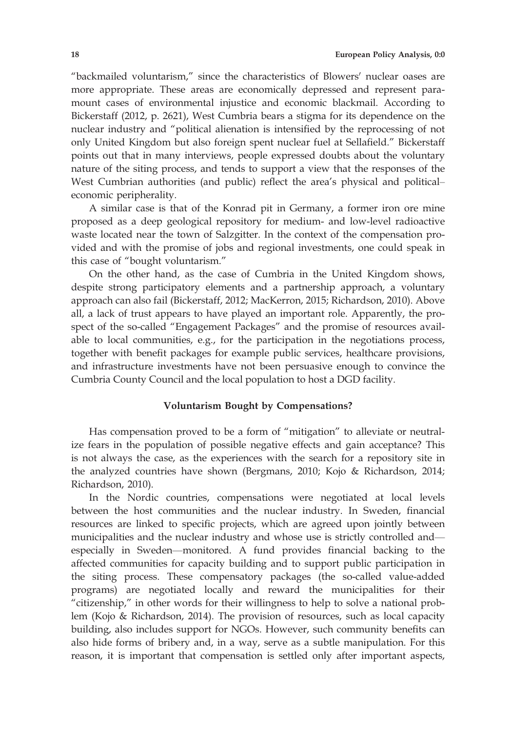"backmailed voluntarism," since the characteristics of Blowers' nuclear oases are more appropriate. These areas are economically depressed and represent paramount cases of environmental injustice and economic blackmail. According to Bickerstaff (2012, p. 2621), West Cumbria bears a stigma for its dependence on the nuclear industry and "political alienation is intensified by the reprocessing of not only United Kingdom but also foreign spent nuclear fuel at Sellafield." Bickerstaff points out that in many interviews, people expressed doubts about the voluntary nature of the siting process, and tends to support a view that the responses of the West Cumbrian authorities (and public) reflect the area's physical and political–economic peripherality.

A similar case is that of the Konrad pit in Germany, a former iron ore mine proposed as a deep geological repository for medium- and low-level radioactive waste located near the town of Salzgitter. In the context of the compensation provided and with the promise of jobs and regional investments, one could speak in this case of "bought voluntarism."

On the other hand, as the case of Cumbria in the United Kingdom shows, despite strong participatory elements and a partnership approach, a voluntary approach can also fail (Bickerstaff, 2012; MacKerron, 2015; Richardson, 2010). Above all, a lack of trust appears to have played an important role. Apparently, the prospect of the so-called "Engagement Packages" and the promise of resources available to local communities, e.g., for the participation in the negotiations process, together with benefit packages for example public services, healthcare provisions, and infrastructure investments have not been persuasive enough to convince the Cumbria County Council and the local population to host a DGD facility.

## Voluntarism Bought by Compensations?

Has compensation proved to be a form of "mitigation" to alleviate or neutralize fears in the population of possible negative effects and gain acceptance? This is not always the case, as the experiences with the search for a repository site in the analyzed countries have shown (Bergmans, 2010; Kojo & Richardson, 2014; Richardson, 2010).

In the Nordic countries, compensations were negotiated at local levels between the host communities and the nuclear industry. In Sweden, financial resources are linked to specific projects, which are agreed upon jointly between municipalities and the nuclear industry and whose use is strictly controlled and—especially in Sweden—monitored. A fund provides financial backing to the affected communities for capacity building and to support public participation in the siting process. These compensatory packages (the so-called value-added programs) are negotiated locally and reward the municipalities for their "citizenship," in other words for their willingness to help to solve a national problem (Kojo & Richardson, 2014). The provision of resources, such as local capacity building, also includes support for NGOs. However, such community benefits can also hide forms of bribery and, in a way, serve as a subtle manipulation. For this reason, it is important that compensation is settled only after important aspects,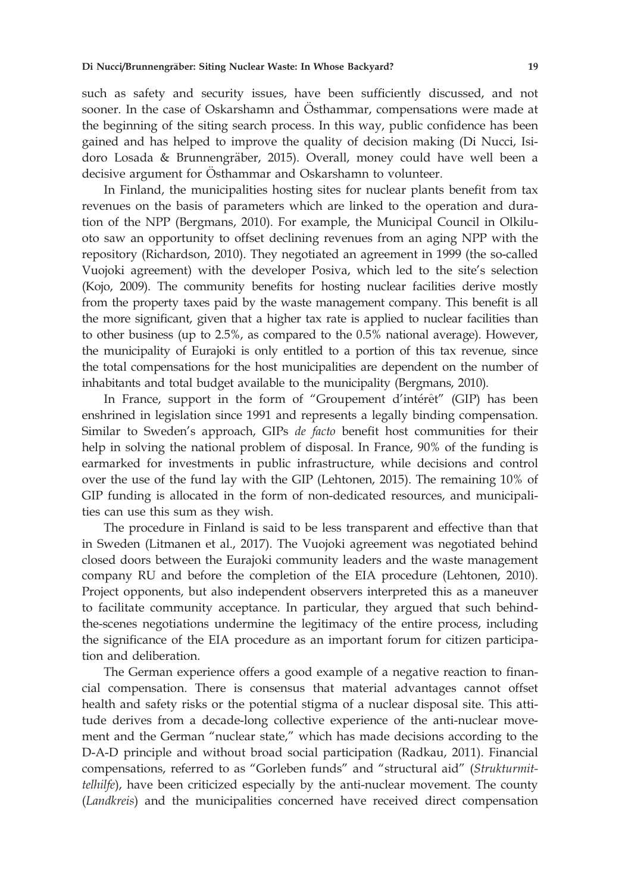such as safety and security issues, have been sufficiently discussed, and not sooner. In the case of Oskarshamn and Östhammar, compensations were made at the beginning of the siting search process. In this way, public confidence has been gained and has helped to improve the quality of decision making (Di Nucci, Isidoro Losada & Brunnengräber, 2015). Overall, money could have well been a decisive argument for Östhammar and Oskarshamn to volunteer.

In Finland, the municipalities hosting sites for nuclear plants benefit from tax revenues on the basis of parameters which are linked to the operation and duration of the NPP (Bergmans, 2010). For example, the Municipal Council in Olkiluoto saw an opportunity to offset declining revenues from an aging NPP with the repository (Richardson, 2010). They negotiated an agreement in 1999 (the so-called Vuojoki agreement) with the developer Posiva, which led to the site's selection (Kojo, 2009). The community benefits for hosting nuclear facilities derive mostly from the property taxes paid by the waste management company. This benefit is all the more significant, given that a higher tax rate is applied to nuclear facilities than to other business (up to 2.5%, as compared to the 0.5% national average). However, the municipality of Eurajoki is only entitled to a portion of this tax revenue, since the total compensations for the host municipalities are dependent on the number of inhabitants and total budget available to the municipality (Bergmans, 2010).

In France, support in the form of "Groupement d'intérêt" (GIP) has been enshrined in legislation since 1991 and represents a legally binding compensation. Similar to Sweden's approach, GIPs *de facto* benefit host communities for their help in solving the national problem of disposal. In France, 90% of the funding is earmarked for investments in public infrastructure, while decisions and control over the use of the fund lay with the GIP (Lehtonen, 2015). The remaining 10% of GIP funding is allocated in the form of non-dedicated resources, and municipalities can use this sum as they wish.

The procedure in Finland is said to be less transparent and effective than that in Sweden (Litmanen et al., 2017). The Vuojoki agreement was negotiated behind closed doors between the Eurajoki community leaders and the waste management company RU and before the completion of the EIA procedure (Lehtonen, 2010). Project opponents, but also independent observers interpreted this as a maneuver to facilitate community acceptance. In particular, they argued that such behind-the-scenes negotiations undermine the legitimacy of the entire process, including the significance of the EIA procedure as an important forum for citizen participation and deliberation.

The German experience offers a good example of a negative reaction to financial compensation. There is consensus that material advantages cannot offset health and safety risks or the potential stigma of a nuclear disposal site. This attitude derives from a decade-long collective experience of the anti-nuclear movement and the German "nuclear state," which has made decisions according to the D-A-D principle and without broad social participation (Radkau, 2011). Financial compensations, referred to as "Gorleben funds" and "structural aid" (*Strukturmittelhilfe*), have been criticized especially by the anti-nuclear movement. The county (*Landkreis*) and the municipalities concerned have received direct compensation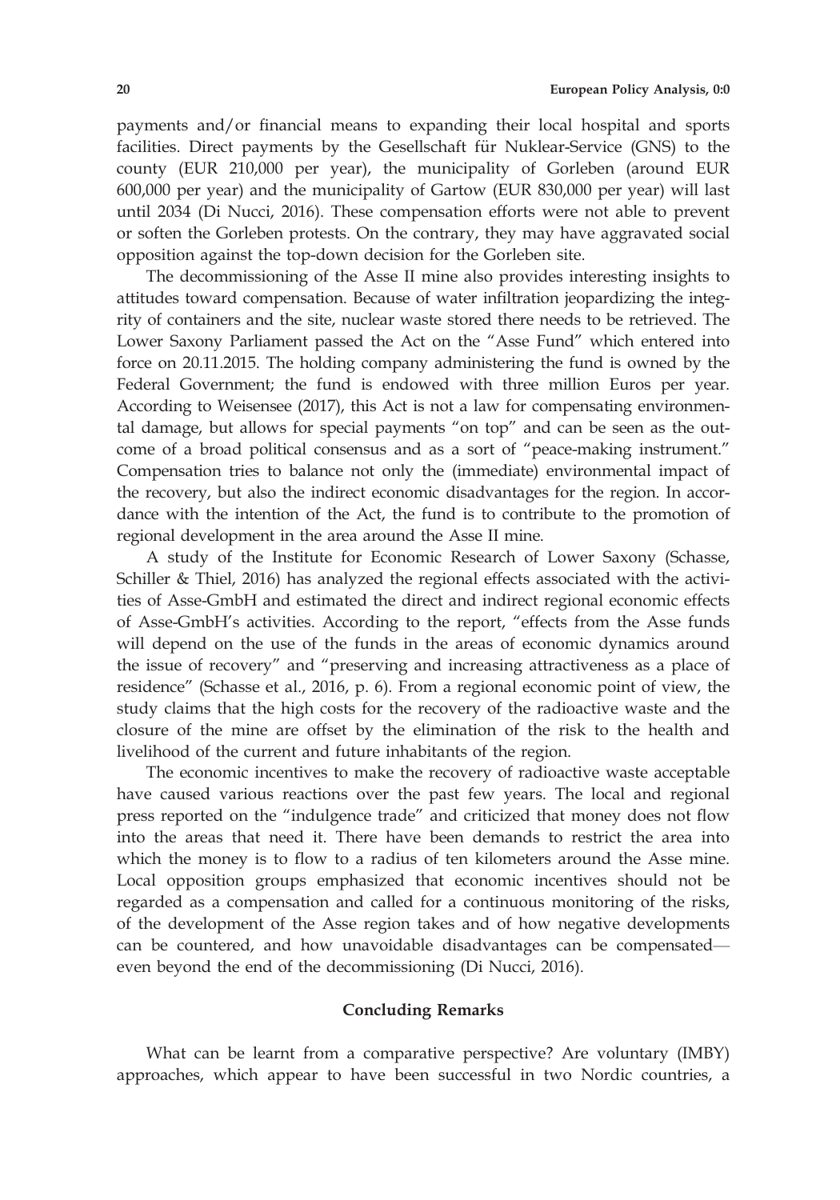payments and/or financial means to expanding their local hospital and sports facilities. Direct payments by the Gesellschaft für Nuklear-Service (GNS) to the county (EUR 210,000 per year), the municipality of Gorleben (around EUR 600,000 per year) and the municipality of Gartow (EUR 830,000 per year) will last until 2034 (Di Nucci, 2016). These compensation efforts were not able to prevent or soften the Gorleben protests. On the contrary, they may have aggravated social opposition against the top-down decision for the Gorleben site.

The decommissioning of the Asse II mine also provides interesting insights to attitudes toward compensation. Because of water infiltration jeopardizing the integrity of containers and the site, nuclear waste stored there needs to be retrieved. The Lower Saxony Parliament passed the Act on the "Asse Fund" which entered into force on 20.11.2015. The holding company administering the fund is owned by the Federal Government; the fund is endowed with three million Euros per year. According to Weisensee (2017), this Act is not a law for compensating environmental damage, but allows for special payments "on top" and can be seen as the outcome of a broad political consensus and as a sort of "peace-making instrument." Compensation tries to balance not only the (immediate) environmental impact of the recovery, but also the indirect economic disadvantages for the region. In accordance with the intention of the Act, the fund is to contribute to the promotion of regional development in the area around the Asse II mine.

A study of the Institute for Economic Research of Lower Saxony (Schasse, Schiller & Thiel, 2016) has analyzed the regional effects associated with the activities of Asse-GmbH and estimated the direct and indirect regional economic effects of Asse-GmbH's activities. According to the report, "effects from the Asse funds will depend on the use of the funds in the areas of economic dynamics around the issue of recovery" and "preserving and increasing attractiveness as a place of residence" (Schasse et al., 2016, p. 6). From a regional economic point of view, the study claims that the high costs for the recovery of the radioactive waste and the closure of the mine are offset by the elimination of the risk to the health and livelihood of the current and future inhabitants of the region.

The economic incentives to make the recovery of radioactive waste acceptable have caused various reactions over the past few years. The local and regional press reported on the "indulgence trade" and criticized that money does not flow into the areas that need it. There have been demands to restrict the area into which the money is to flow to a radius of ten kilometers around the Asse mine. Local opposition groups emphasized that economic incentives should not be regarded as a compensation and called for a continuous monitoring of the risks, of the development of the Asse region takes and of how negative developments can be countered, and how unavoidable disadvantages can be compensated—even beyond the end of the decommissioning (Di Nucci, 2016).

## Concluding Remarks

What can be learnt from a comparative perspective? Are voluntary (IMBY) approaches, which appear to have been successful in two Nordic countries, a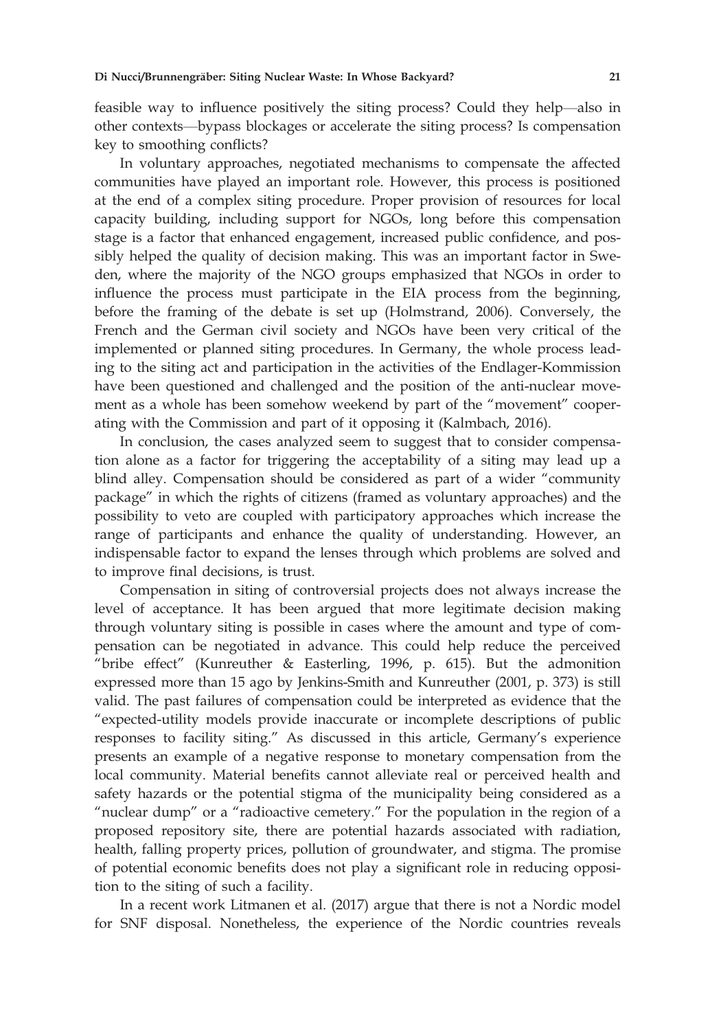feasible way to influence positively the siting process? Could they help—also in other contexts—bypass blockages or accelerate the siting process? Is compensation key to smoothing conflicts?

In voluntary approaches, negotiated mechanisms to compensate the affected communities have played an important role. However, this process is positioned at the end of a complex siting procedure. Proper provision of resources for local capacity building, including support for NGOs, long before this compensation stage is a factor that enhanced engagement, increased public confidence, and possibly helped the quality of decision making. This was an important factor in Sweden, where the majority of the NGO groups emphasized that NGOs in order to influence the process must participate in the EIA process from the beginning, before the framing of the debate is set up (Holmstrand, 2006). Conversely, the French and the German civil society and NGOs have been very critical of the implemented or planned siting procedures. In Germany, the whole process leading to the siting act and participation in the activities of the Endlager-Kommission have been questioned and challenged and the position of the anti-nuclear movement as a whole has been somehow weekend by part of the "movement" cooperating with the Commission and part of it opposing it (Kalmbach, 2016).

In conclusion, the cases analyzed seem to suggest that to consider compensation alone as a factor for triggering the acceptability of a siting may lead up a blind alley. Compensation should be considered as part of a wider "community package" in which the rights of citizens (framed as voluntary approaches) and the possibility to veto are coupled with participatory approaches which increase the range of participants and enhance the quality of understanding. However, an indispensable factor to expand the lenses through which problems are solved and to improve final decisions, is trust.

Compensation in siting of controversial projects does not always increase the level of acceptance. It has been argued that more legitimate decision making through voluntary siting is possible in cases where the amount and type of compensation can be negotiated in advance. This could help reduce the perceived "bribe effect" (Kunreuther & Easterling, 1996, p. 615). But the admonition expressed more than 15 ago by Jenkins-Smith and Kunreuther (2001, p. 373) is still valid. The past failures of compensation could be interpreted as evidence that the "expected-utility models provide inaccurate or incomplete descriptions of public responses to facility siting." As discussed in this article, Germany's experience presents an example of a negative response to monetary compensation from the local community. Material benefits cannot alleviate real or perceived health and safety hazards or the potential stigma of the municipality being considered as a "nuclear dump" or a "radioactive cemetery." For the population in the region of a proposed repository site, there are potential hazards associated with radiation, health, falling property prices, pollution of groundwater, and stigma. The promise of potential economic benefits does not play a significant role in reducing opposition to the siting of such a facility.

In a recent work Litmanen et al. (2017) argue that there is not a Nordic model for SNF disposal. Nonetheless, the experience of the Nordic countries reveals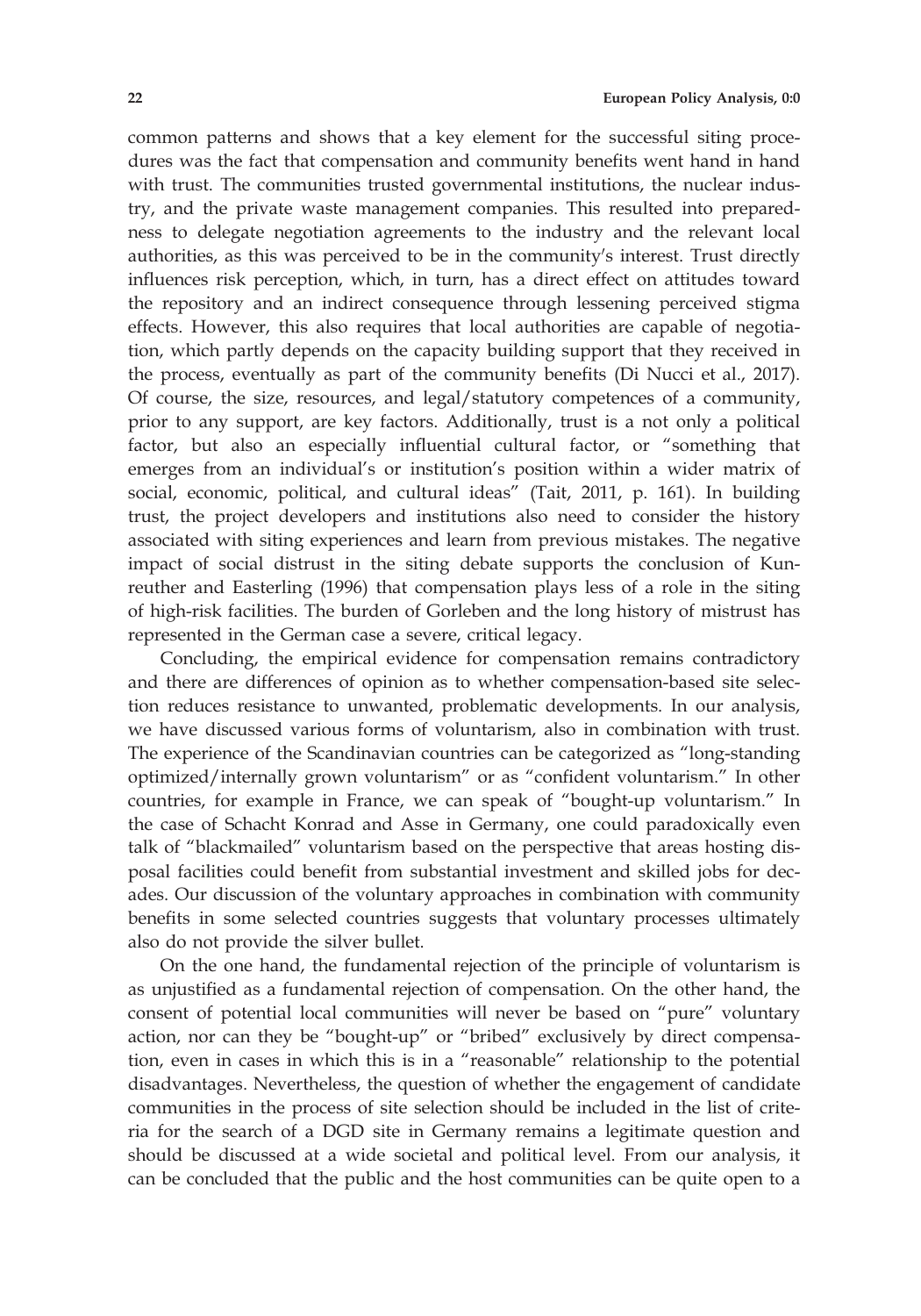common patterns and shows that a key element for the successful siting procedures was the fact that compensation and community benefits went hand in hand with trust. The communities trusted governmental institutions, the nuclear industry, and the private waste management companies. This resulted into preparedness to delegate negotiation agreements to the industry and the relevant local authorities, as this was perceived to be in the community's interest. Trust directly influences risk perception, which, in turn, has a direct effect on attitudes toward the repository and an indirect consequence through lessening perceived stigma effects. However, this also requires that local authorities are capable of negotiation, which partly depends on the capacity building support that they received in the process, eventually as part of the community benefits (Di Nucci et al., 2017). Of course, the size, resources, and legal/statutory competences of a community, prior to any support, are key factors. Additionally, trust is a not only a political factor, but also an especially influential cultural factor, or "something that emerges from an individual's or institution's position within a wider matrix of social, economic, political, and cultural ideas" (Tait, 2011, p. 161). In building trust, the project developers and institutions also need to consider the history associated with siting experiences and learn from previous mistakes. The negative impact of social distrust in the siting debate supports the conclusion of Kunreuther and Easterling (1996) that compensation plays less of a role in the siting of high-risk facilities. The burden of Gorleben and the long history of mistrust has represented in the German case a severe, critical legacy.

Concluding, the empirical evidence for compensation remains contradictory and there are differences of opinion as to whether compensation-based site selection reduces resistance to unwanted, problematic developments. In our analysis, we have discussed various forms of voluntarism, also in combination with trust. The experience of the Scandinavian countries can be categorized as "long-standing optimized/internally grown voluntarism" or as "confident voluntarism." In other countries, for example in France, we can speak of "bought-up voluntarism." In the case of Schacht Konrad and Asse in Germany, one could paradoxically even talk of "blackmailed" voluntarism based on the perspective that areas hosting disposal facilities could benefit from substantial investment and skilled jobs for decades. Our discussion of the voluntary approaches in combination with community benefits in some selected countries suggests that voluntary processes ultimately also do not provide the silver bullet.

On the one hand, the fundamental rejection of the principle of voluntarism is as unjustified as a fundamental rejection of compensation. On the other hand, the consent of potential local communities will never be based on "pure" voluntary action, nor can they be "bought-up" or "bribed" exclusively by direct compensation, even in cases in which this is in a "reasonable" relationship to the potential disadvantages. Nevertheless, the question of whether the engagement of candidate communities in the process of site selection should be included in the list of criteria for the search of a DGD site in Germany remains a legitimate question and should be discussed at a wide societal and political level. From our analysis, it can be concluded that the public and the host communities can be quite open to a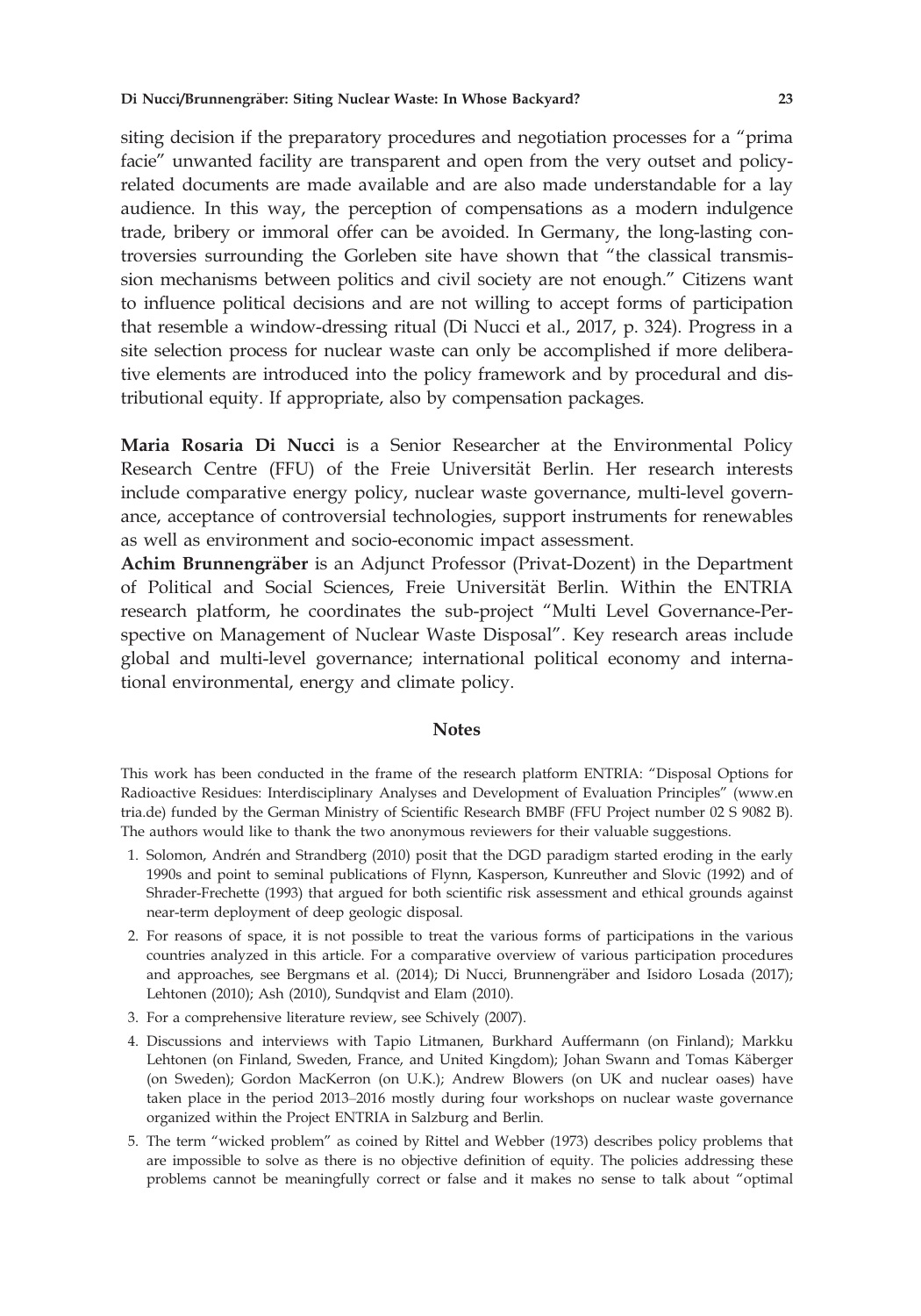siting decision if the preparatory procedures and negotiation processes for a "prima facie" unwanted facility are transparent and open from the very outset and policy-related documents are made available and are also made understandable for a lay audience. In this way, the perception of compensations as a modern indulgence trade, bribery or immoral offer can be avoided. In Germany, the long-lasting controversies surrounding the Gorleben site have shown that "the classical transmission mechanisms between politics and civil society are not enough." Citizens want to influence political decisions and are not willing to accept forms of participation that resemble a window-dressing ritual (Di Nucci et al., 2017, p. 324). Progress in a site selection process for nuclear waste can only be accomplished if more deliberative elements are introduced into the policy framework and by procedural and distributional equity. If appropriate, also by compensation packages.

**Maria Rosaria Di Nucci** is a Senior Researcher at the Environmental Policy Research Centre (FFU) of the Freie Universität Berlin. Her research interests include comparative energy policy, nuclear waste governance, multi-level governance, acceptance of controversial technologies, support instruments for renewables as well as environment and socio-economic impact assessment.

**Achim Brunnengräber** is an Adjunct Professor (Privat-Dozent) in the Department of Political and Social Sciences, Freie Universität Berlin. Within the ENTRIA research platform, he coordinates the sub-project "Multi Level Governance-Perspective on Management of Nuclear Waste Disposal". Key research areas include global and multi-level governance; international political economy and international environmental, energy and climate policy.

## Notes

This work has been conducted in the frame of the research platform ENTRIA: "Disposal Options for Radioactive Residues: Interdisciplinary Analyses and Development of Evaluation Principles" (www.entria.de) funded by the German Ministry of Scientific Research BMBF (FFU Project number 02 S 9082 B). The authors would like to thank the two anonymous reviewers for their valuable suggestions.

1. Solomon, Andrén and Strandberg (2010) posit that the DGD paradigm started eroding in the early 1990s and point to seminal publications of Flynn, Kasperson, Kunreuther and Slovic (1992) and of Shrader-Frechette (1993) that argued for both scientific risk assessment and ethical grounds against near-term deployment of deep geologic disposal.
2. For reasons of space, it is not possible to treat the various forms of participations in the various countries analyzed in this article. For a comparative overview of various participation procedures and approaches, see Bergmans et al. (2014); Di Nucci, Brunnengräber and Isidoro Losada (2017); Lehtonen (2010); Ash (2010), Sundqvist and Elam (2010).
3. For a comprehensive literature review, see Schively (2007).
4. Discussions and interviews with Tapio Litmanen, Burkhard Auffermann (on Finland); Markku Lehtonen (on Finland, Sweden, France, and United Kingdom); Johan Swann and Tomas Käberger (on Sweden); Gordon MacKerron (on U.K.); Andrew Blowers (on UK and nuclear oases) have taken place in the period 2013–2016 mostly during four workshops on nuclear waste governance organized within the Project ENTRIA in Salzburg and Berlin.
5. The term "wicked problem" as coined by Rittel and Webber (1973) describes policy problems that are impossible to solve as there is no objective definition of equity. The policies addressing these problems cannot be meaningfully correct or false and it makes no sense to talk about "optimal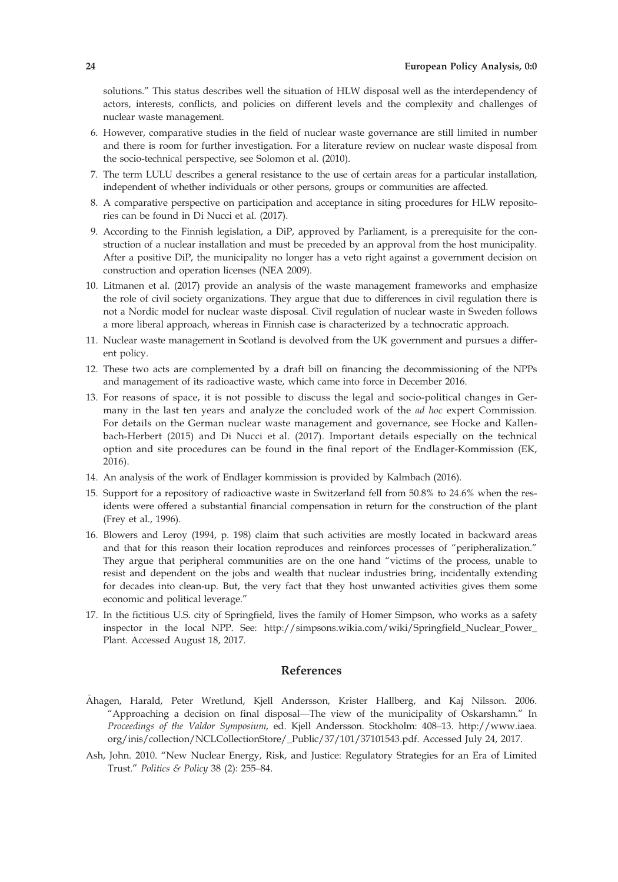solutions." This status describes well the situation of HLW disposal well as the interdependency of actors, interests, conflicts, and policies on different levels and the complexity and challenges of nuclear waste management.

6. However, comparative studies in the field of nuclear waste governance are still limited in number and there is room for further investigation. For a literature review on nuclear waste disposal from the socio-technical perspective, see Solomon et al. (2010).
7. The term LULU describes a general resistance to the use of certain areas for a particular installation, independent of whether individuals or other persons, groups or communities are affected.
8. A comparative perspective on participation and acceptance in siting procedures for HLW repositories can be found in Di Nucci et al. (2017).
9. According to the Finnish legislation, a DiP, approved by Parliament, is a prerequisite for the construction of a nuclear installation and must be preceded by an approval from the host municipality. After a positive DiP, the municipality no longer has a veto right against a government decision on construction and operation licenses (NEA 2009).
10. Litmanen et al. (2017) provide an analysis of the waste management frameworks and emphasize the role of civil society organizations. They argue that due to differences in civil regulation there is not a Nordic model for nuclear waste disposal. Civil regulation of nuclear waste in Sweden follows a more liberal approach, whereas in Finnish case is characterized by a technocratic approach.
11. Nuclear waste management in Scotland is devolved from the UK government and pursues a different policy.
12. These two acts are complemented by a draft bill on financing the decommissioning of the NPPs and management of its radioactive waste, which came into force in December 2016.
13. For reasons of space, it is not possible to discuss the legal and socio-political changes in Germany in the last ten years and analyze the concluded work of the *ad hoc* expert Commission. For details on the German nuclear waste management and governance, see Hocke and Kallenbach-Herbert (2015) and Di Nucci et al. (2017). Important details especially on the technical option and site procedures can be found in the final report of the Endlager-Kommission (EK, 2016).
14. An analysis of the work of Endlager kommission is provided by Kalmbach (2016).
15. Support for a repository of radioactive waste in Switzerland fell from 50.8% to 24.6% when the residents were offered a substantial financial compensation in return for the construction of the plant (Frey et al., 1996).
16. Blowers and Leroy (1994, p. 198) claim that such activities are mostly located in backward areas and that for this reason their location reproduces and reinforces processes of "peripheralization." They argue that peripheral communities are on the one hand "victims of the process, unable to resist and dependent on the jobs and wealth that nuclear industries bring, incidentally extending for decades into clean-up. But, the very fact that they host unwanted activities gives them some economic and political leverage."
17. In the fictitious U.S. city of Springfield, lives the family of Homer Simpson, who works as a safety inspector in the local NPP. See: http://simpsons.wikia.com/wiki/Springfield_Nuclear_Power_Plant. Accessed August 18, 2017.

## References

Åhagen, Harald, Peter Wretlund, Kjell Andersson, Krister Hallberg, and Kaj Nilsson. 2006. "Approaching a decision on final disposal—The view of the municipality of Oskarshamn." In *Proceedings of the Valdor Symposium*, ed. Kjell Andersson. Stockholm: 408–13. http://www.iaea.org/inis/collection/NCLCollectionStore/_Public/37/101/37101543.pdf. Accessed July 24, 2017.

Ash, John. 2010. "New Nuclear Energy, Risk, and Justice: Regulatory Strategies for an Era of Limited Trust." *Politics & Policy* 38 (2): 255–84.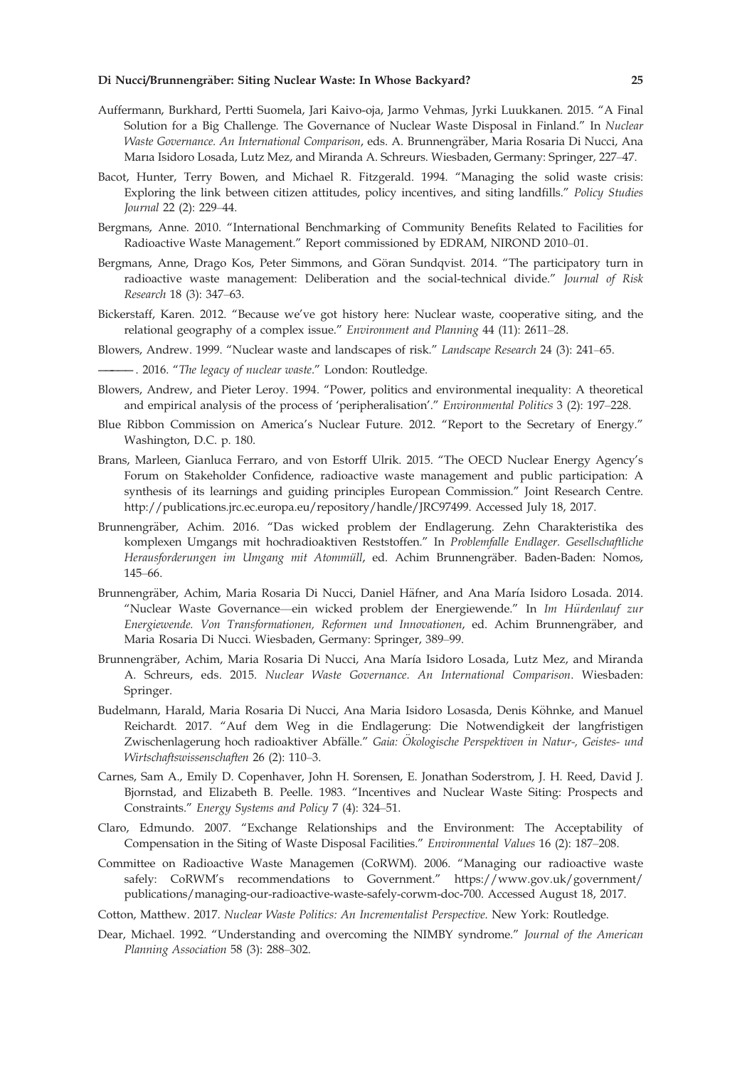Auffermann, Burkhard, Pertti Suomela, Jari Kaivo-oja, Jarmo Vehmas, Jyrki Luukkanen. 2015. "A Final Solution for a Big Challenge. The Governance of Nuclear Waste Disposal in Finland." In *Nuclear Waste Governance. An International Comparison*, eds. A. Brunnengräber, Maria Rosaria Di Nucci, Ana Marıa Isidoro Losada, Lutz Mez, and Miranda A. Schreurs. Wiesbaden, Germany: Springer, 227–47.

Bacot, Hunter, Terry Bowen, and Michael R. Fitzgerald. 1994. "Managing the solid waste crisis: Exploring the link between citizen attitudes, policy incentives, and siting landfills." *Policy Studies Journal* 22 (2): 229–44.

Bergmans, Anne. 2010. "International Benchmarking of Community Benefits Related to Facilities for Radioactive Waste Management." Report commissioned by EDRAM, NIROND 2010–01.

Bergmans, Anne, Drago Kos, Peter Simmons, and Göran Sundqvist. 2014. "The participatory turn in radioactive waste management: Deliberation and the social-technical divide." *Journal of Risk Research* 18 (3): 347–63.

Bickerstaff, Karen. 2012. "Because we've got history here: Nuclear waste, cooperative siting, and the relational geography of a complex issue." *Environment and Planning* 44 (11): 2611–28.

Blowers, Andrew. 1999. "Nuclear waste and landscapes of risk." *Landscape Research* 24 (3): 241–65.

———. 2016. "*The legacy of nuclear waste*." London: Routledge.

Blowers, Andrew, and Pieter Leroy. 1994. "Power, politics and environmental inequality: A theoretical and empirical analysis of the process of 'peripheralisation'." *Environmental Politics* 3 (2): 197–228.

Blue Ribbon Commission on America's Nuclear Future. 2012. "Report to the Secretary of Energy." Washington, D.C. p. 180.

Brans, Marleen, Gianluca Ferraro, and von Estorff Ulrik. 2015. "The OECD Nuclear Energy Agency's Forum on Stakeholder Confidence, radioactive waste management and public participation: A synthesis of its learnings and guiding principles European Commission." Joint Research Centre. http://publications.jrc.ec.europa.eu/repository/handle/JRC97499. Accessed July 18, 2017.

Brunnengräber, Achim. 2016. "Das wicked problem der Endlagerung. Zehn Charakteristika des komplexen Umgangs mit hochradioaktiven Reststoffen." In *Problemfalle Endlager. Gesellschaftliche Herausforderungen im Umgang mit Atommüll*, ed. Achim Brunnengräber. Baden-Baden: Nomos, 145–66.

Brunnengräber, Achim, Maria Rosaria Di Nucci, Daniel Häfner, and Ana María Isidoro Losada. 2014. "Nuclear Waste Governance—ein wicked problem der Energiewende." In *Im Hürdenlauf zur Energiewende. Von Transformationen, Reformen und Innovationen*, ed. Achim Brunnengräber, and Maria Rosaria Di Nucci. Wiesbaden, Germany: Springer, 389–99.

Brunnengräber, Achim, Maria Rosaria Di Nucci, Ana María Isidoro Losada, Lutz Mez, and Miranda A. Schreurs, eds. 2015. *Nuclear Waste Governance. An International Comparison*. Wiesbaden: Springer.

Budelmann, Harald, Maria Rosaria Di Nucci, Ana Maria Isidoro Losasda, Denis Köhnke, and Manuel Reichardt. 2017. "Auf dem Weg in die Endlagerung: Die Notwendigkeit der langfristigen Zwischenlagerung hoch radioaktiver Abfälle." *Gaia: Ökologische Perspektiven in Natur-, Geistes- und Wirtschaftswissenschaften* 26 (2): 110–3.

Carnes, Sam A., Emily D. Copenhaver, John H. Sorensen, E. Jonathan Soderstrom, J. H. Reed, David J. Bjornstad, and Elizabeth B. Peelle. 1983. "Incentives and Nuclear Waste Siting: Prospects and Constraints." *Energy Systems and Policy* 7 (4): 324–51.

Claro, Edmundo. 2007. "Exchange Relationships and the Environment: The Acceptability of Compensation in the Siting of Waste Disposal Facilities." *Environmental Values* 16 (2): 187–208.

Committee on Radioactive Waste Managemen (CoRWM). 2006. "Managing our radioactive waste safely: CoRWM's recommendations to Government." https://www.gov.uk/government/publications/managing-our-radioactive-waste-safely-corwm-doc-700. Accessed August 18, 2017.

Cotton, Matthew. 2017. *Nuclear Waste Politics: An Incrementalist Perspective*. New York: Routledge.

Dear, Michael. 1992. "Understanding and overcoming the NIMBY syndrome." *Journal of the American Planning Association* 58 (3): 288–302.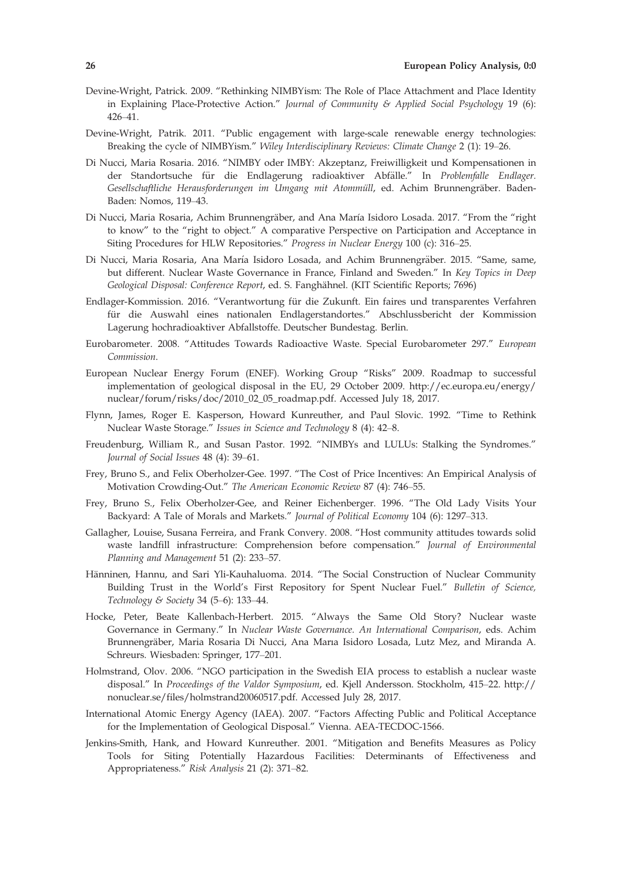Devine-Wright, Patrick. 2009. "Rethinking NIMBYism: The Role of Place Attachment and Place Identity in Explaining Place-Protective Action." *Journal of Community & Applied Social Psychology* 19 (6): 426–41.

Devine-Wright, Patrik. 2011. "Public engagement with large-scale renewable energy technologies: Breaking the cycle of NIMBYism." *Wiley Interdisciplinary Reviews: Climate Change* 2 (1): 19–26.

Di Nucci, Maria Rosaria. 2016. "NIMBY oder IMBY: Akzeptanz, Freiwilligkeit und Kompensationen in der Standortsuche für die Endlagerung radioaktiver Abfälle." In *Problemfalle Endlager. Gesellschaftliche Herausforderungen im Umgang mit Atommüll*, ed. Achim Brunnengräber. Baden-Baden: Nomos, 119–43.

Di Nucci, Maria Rosaria, Achim Brunnengräber, and Ana María Isidoro Losada. 2017. "From the "right to know" to the "right to object." A comparative Perspective on Participation and Acceptance in Siting Procedures for HLW Repositories." *Progress in Nuclear Energy* 100 (c): 316–25.

Di Nucci, Maria Rosaria, Ana María Isidoro Losada, and Achim Brunnengräber. 2015. "Same, same, but different. Nuclear Waste Governance in France, Finland and Sweden." In *Key Topics in Deep Geological Disposal: Conference Report*, ed. S. Fanghähnel. (KIT Scientific Reports; 7696)

Endlager-Kommission. 2016. "Verantwortung für die Zukunft. Ein faires und transparentes Verfahren für die Auswahl eines nationalen Endlagerstandortes." Abschlussbericht der Kommission Lagerung hochradioaktiver Abfallstoffe. Deutscher Bundestag. Berlin.

Eurobarometer. 2008. "Attitudes Towards Radioactive Waste. Special Eurobarometer 297." *European Commission*.

European Nuclear Energy Forum (ENEF). Working Group "Risks" 2009. Roadmap to successful implementation of geological disposal in the EU, 29 October 2009. http://ec.europa.eu/energy/nuclear/forum/risks/doc/2010_02_05_roadmap.pdf. Accessed July 18, 2017.

Flynn, James, Roger E. Kasperson, Howard Kunreuther, and Paul Slovic. 1992. "Time to Rethink Nuclear Waste Storage." *Issues in Science and Technology* 8 (4): 42–8.

Freudenburg, William R., and Susan Pastor. 1992. "NIMBYs and LULUs: Stalking the Syndromes." *Journal of Social Issues* 48 (4): 39–61.

Frey, Bruno S., and Felix Oberholzer-Gee. 1997. "The Cost of Price Incentives: An Empirical Analysis of Motivation Crowding-Out." *The American Economic Review* 87 (4): 746–55.

Frey, Bruno S., Felix Oberholzer-Gee, and Reiner Eichenberger. 1996. "The Old Lady Visits Your Backyard: A Tale of Morals and Markets." *Journal of Political Economy* 104 (6): 1297–313.

Gallagher, Louise, Susana Ferreira, and Frank Convery. 2008. "Host community attitudes towards solid waste landfill infrastructure: Comprehension before compensation." *Journal of Environmental Planning and Management* 51 (2): 233–57.

Hänninen, Hannu, and Sari Yli-Kauhaluoma. 2014. "The Social Construction of Nuclear Community Building Trust in the World's First Repository for Spent Nuclear Fuel." *Bulletin of Science, Technology & Society* 34 (5–6): 133–44.

Hocke, Peter, Beate Kallenbach-Herbert. 2015. "Always the Same Old Story? Nuclear waste Governance in Germany." In *Nuclear Waste Governance. An International Comparison*, eds. Achim Brunnengräber, Maria Rosaria Di Nucci, Ana Marıa Isidoro Losada, Lutz Mez, and Miranda A. Schreurs. Wiesbaden: Springer, 177–201.

Holmstrand, Olov. 2006. "NGO participation in the Swedish EIA process to establish a nuclear waste disposal." In *Proceedings of the Valdor Symposium*, ed. Kjell Andersson. Stockholm, 415–22. http://nonuclear.se/files/holmstrand20060517.pdf. Accessed July 28, 2017.

International Atomic Energy Agency (IAEA). 2007. "Factors Affecting Public and Political Acceptance for the Implementation of Geological Disposal." Vienna. AEA-TECDOC-1566.

Jenkins-Smith, Hank, and Howard Kunreuther. 2001. "Mitigation and Benefits Measures as Policy Tools for Siting Potentially Hazardous Facilities: Determinants of Effectiveness and Appropriateness." *Risk Analysis* 21 (2): 371–82.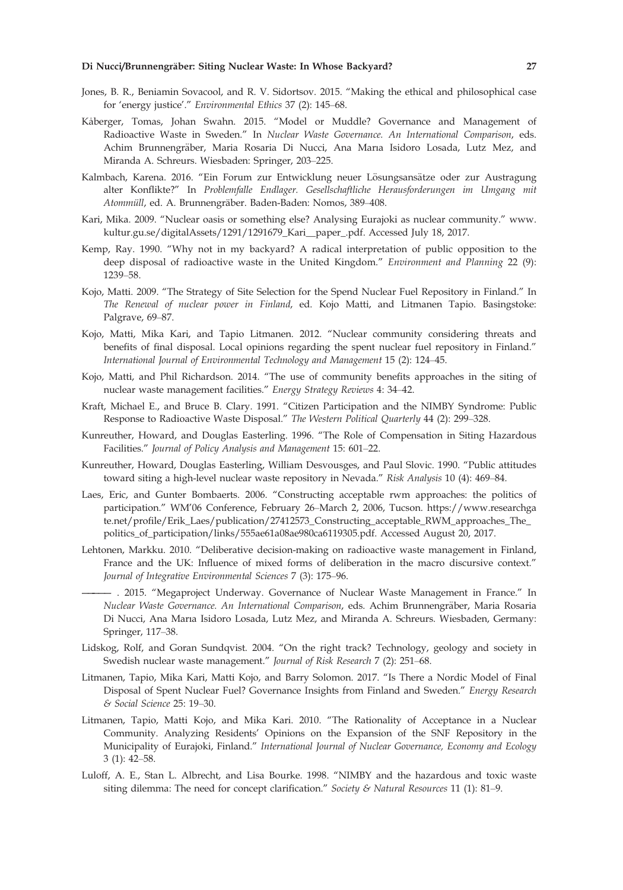Jones, B. R., Beniamin Sovacool, and R. V. Sidortsov. 2015. "Making the ethical and philosophical case for 'energy justice'." *Environmental Ethics* 37 (2): 145–68.

Kåberger, Tomas, Johan Swahn. 2015. "Model or Muddle? Governance and Management of Radioactive Waste in Sweden." In *Nuclear Waste Governance. An International Comparison*, eds. Achim Brunnengräber, Maria Rosaria Di Nucci, Ana Marıa Isidoro Losada, Lutz Mez, and Miranda A. Schreurs. Wiesbaden: Springer, 203–225.

Kalmbach, Karena. 2016. "Ein Forum zur Entwicklung neuer Lösungsansätze oder zur Austragung alter Konflikte?" In *Problemfalle Endlager. Gesellschaftliche Herausforderungen im Umgang mit Atommüll*, ed. A. Brunnengräber. Baden-Baden: Nomos, 389–408.

Kari, Mika. 2009. "Nuclear oasis or something else? Analysing Eurajoki as nuclear community." www.kultur.gu.se/digitalAssets/1291/1291679_Kari__paper_.pdf. Accessed July 18, 2017.

Kemp, Ray. 1990. "Why not in my backyard? A radical interpretation of public opposition to the deep disposal of radioactive waste in the United Kingdom." *Environment and Planning* 22 (9): 1239–58.

Kojo, Matti. 2009. "The Strategy of Site Selection for the Spend Nuclear Fuel Repository in Finland." In *The Renewal of nuclear power in Finland*, ed. Kojo Matti, and Litmanen Tapio. Basingstoke: Palgrave, 69–87.

Kojo, Matti, Mika Kari, and Tapio Litmanen. 2012. "Nuclear community considering threats and benefits of final disposal. Local opinions regarding the spent nuclear fuel repository in Finland." *International Journal of Environmental Technology and Management* 15 (2): 124–45.

Kojo, Matti, and Phil Richardson. 2014. "The use of community benefits approaches in the siting of nuclear waste management facilities." *Energy Strategy Reviews* 4: 34–42.

Kraft, Michael E., and Bruce B. Clary. 1991. "Citizen Participation and the NIMBY Syndrome: Public Response to Radioactive Waste Disposal." *The Western Political Quarterly* 44 (2): 299–328.

Kunreuther, Howard, and Douglas Easterling. 1996. "The Role of Compensation in Siting Hazardous Facilities." *Journal of Policy Analysis and Management* 15: 601–22.

Kunreuther, Howard, Douglas Easterling, William Desvousges, and Paul Slovic. 1990. "Public attitudes toward siting a high-level nuclear waste repository in Nevada." *Risk Analysis* 10 (4): 469–84.

Laes, Eric, and Gunter Bombaerts. 2006. "Constructing acceptable rwm approaches: the politics of participation." WM'06 Conference, February 26–March 2, 2006, Tucson. https://www.researchgate.net/profile/Erik_Laes/publication/27412573_Constructing_acceptable_RWM_approaches_The_politics_of_participation/links/555ae61a08ae980ca6119305.pdf. Accessed August 20, 2017.

Lehtonen, Markku. 2010. "Deliberative decision-making on radioactive waste management in Finland, France and the UK: Influence of mixed forms of deliberation in the macro discursive context." *Journal of Integrative Environmental Sciences* 7 (3): 175–96.

———. 2015. "Megaproject Underway. Governance of Nuclear Waste Management in France." In *Nuclear Waste Governance. An International Comparison*, eds. Achim Brunnengräber, Maria Rosaria Di Nucci, Ana Marıa Isidoro Losada, Lutz Mez, and Miranda A. Schreurs. Wiesbaden, Germany: Springer, 117–38.

Lidskog, Rolf, and Goran Sundqvist. 2004. "On the right track? Technology, geology and society in Swedish nuclear waste management." *Journal of Risk Research* 7 (2): 251–68.

Litmanen, Tapio, Mika Kari, Matti Kojo, and Barry Solomon. 2017. "Is There a Nordic Model of Final Disposal of Spent Nuclear Fuel? Governance Insights from Finland and Sweden." *Energy Research & Social Science* 25: 19–30.

Litmanen, Tapio, Matti Kojo, and Mika Kari. 2010. "The Rationality of Acceptance in a Nuclear Community. Analyzing Residents' Opinions on the Expansion of the SNF Repository in the Municipality of Eurajoki, Finland." *International Journal of Nuclear Governance, Economy and Ecology* 3 (1): 42–58.

Luloff, A. E., Stan L. Albrecht, and Lisa Bourke. 1998. "NIMBY and the hazardous and toxic waste siting dilemma: The need for concept clarification." *Society & Natural Resources* 11 (1): 81–9.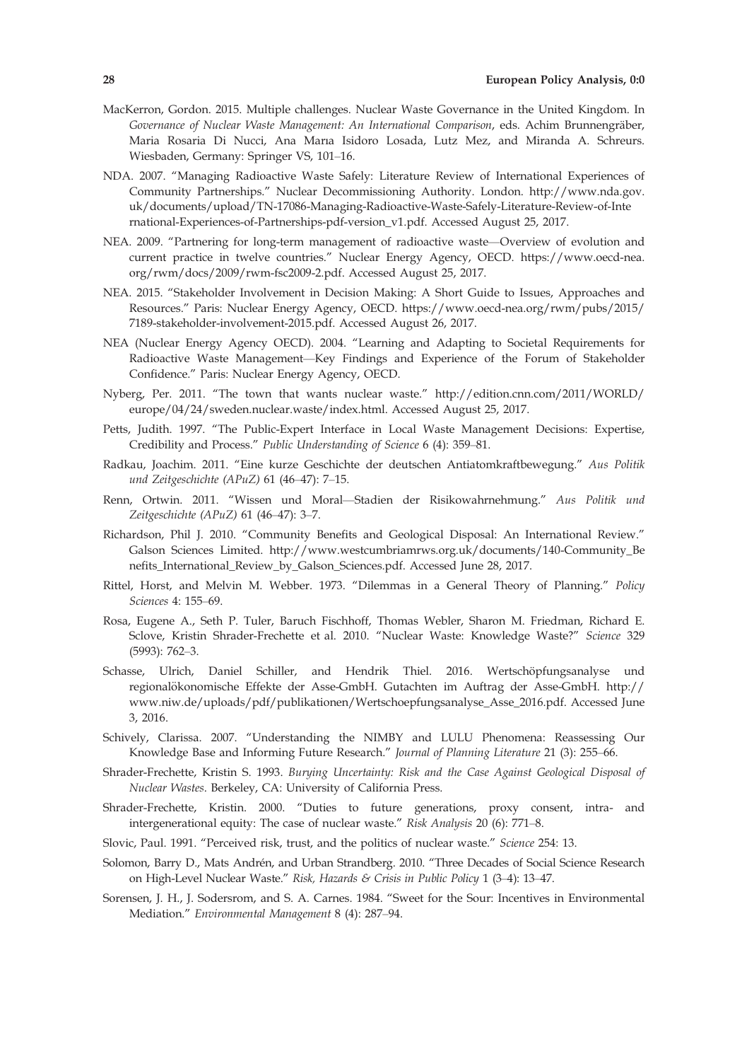MacKerron, Gordon. 2015. Multiple challenges. Nuclear Waste Governance in the United Kingdom. In *Governance of Nuclear Waste Management: An International Comparison*, eds. Achim Brunnengräber, Maria Rosaria Di Nucci, Ana Maria Isidoro Losada, Lutz Mez, and Miranda A. Schreurs. Wiesbaden, Germany: Springer VS, 101–16.

NDA. 2007. "Managing Radioactive Waste Safely: Literature Review of International Experiences of Community Partnerships." Nuclear Decommissioning Authority. London. http://www.nda.gov.uk/documents/upload/TN-17086-Managing-Radioactive-Waste-Safely-Literature-Review-of-International-Experiences-of-Partnerships-pdf-version_v1.pdf. Accessed August 25, 2017.

NEA. 2009. "Partnering for long-term management of radioactive waste—Overview of evolution and current practice in twelve countries." Nuclear Energy Agency, OECD. https://www.oecd-nea.org/rwm/docs/2009/rwm-fsc2009-2.pdf. Accessed August 25, 2017.

NEA. 2015. "Stakeholder Involvement in Decision Making: A Short Guide to Issues, Approaches and Resources." Paris: Nuclear Energy Agency, OECD. https://www.oecd-nea.org/rwm/pubs/2015/7189-stakeholder-involvement-2015.pdf. Accessed August 26, 2017.

NEA (Nuclear Energy Agency OECD). 2004. "Learning and Adapting to Societal Requirements for Radioactive Waste Management—Key Findings and Experience of the Forum of Stakeholder Confidence." Paris: Nuclear Energy Agency, OECD.

Nyberg, Per. 2011. "The town that wants nuclear waste." http://edition.cnn.com/2011/WORLD/europe/04/24/sweden.nuclear.waste/index.html. Accessed August 25, 2017.

Petts, Judith. 1997. "The Public-Expert Interface in Local Waste Management Decisions: Expertise, Credibility and Process." *Public Understanding of Science* 6 (4): 359–81.

Radkau, Joachim. 2011. "Eine kurze Geschichte der deutschen Antiatomkraftbewegung." *Aus Politik und Zeitgeschichte (APuZ)* 61 (46–47): 7–15.

Renn, Ortwin. 2011. "Wissen und Moral—Stadien der Risikowahrnehmung." *Aus Politik und Zeitgeschichte (APuZ)* 61 (46–47): 3–7.

Richardson, Phil J. 2010. "Community Benefits and Geological Disposal: An International Review." Galson Sciences Limited. http://www.westcumbriamrws.org.uk/documents/140-Community_Benefits_International_Review_by_Galson_Sciences.pdf. Accessed June 28, 2017.

Rittel, Horst, and Melvin M. Webber. 1973. "Dilemmas in a General Theory of Planning." *Policy Sciences* 4: 155–69.

Rosa, Eugene A., Seth P. Tuler, Baruch Fischhoff, Thomas Webler, Sharon M. Friedman, Richard E. Sclove, Kristin Shrader-Frechette et al. 2010. "Nuclear Waste: Knowledge Waste?" *Science* 329 (5993): 762–3.

Schasse, Ulrich, Daniel Schiller, and Hendrik Thiel. 2016. Wertschöpfungsanalyse und regionalökonomische Effekte der Asse-GmbH. Gutachten im Auftrag der Asse-GmbH. http://www.niw.de/uploads/pdf/publikationen/Wertschoepfungsanalyse_Asse_2016.pdf. Accessed June 3, 2016.

Schively, Clarissa. 2007. "Understanding the NIMBY and LULU Phenomena: Reassessing Our Knowledge Base and Informing Future Research." *Journal of Planning Literature* 21 (3): 255–66.

Shrader-Frechette, Kristin S. 1993. *Burying Uncertainty: Risk and the Case Against Geological Disposal of Nuclear Wastes*. Berkeley, CA: University of California Press.

Shrader-Frechette, Kristin. 2000. "Duties to future generations, proxy consent, intra- and intergenerational equity: The case of nuclear waste." *Risk Analysis* 20 (6): 771–8.

Slovic, Paul. 1991. "Perceived risk, trust, and the politics of nuclear waste." *Science* 254: 13.

Solomon, Barry D., Mats Andrén, and Urban Strandberg. 2010. "Three Decades of Social Science Research on High-Level Nuclear Waste." *Risk, Hazards & Crisis in Public Policy* 1 (3–4): 13–47.

Sorensen, J. H., J. Sodersrom, and S. A. Carnes. 1984. "Sweet for the Sour: Incentives in Environmental Mediation." *Environmental Management* 8 (4): 287–94.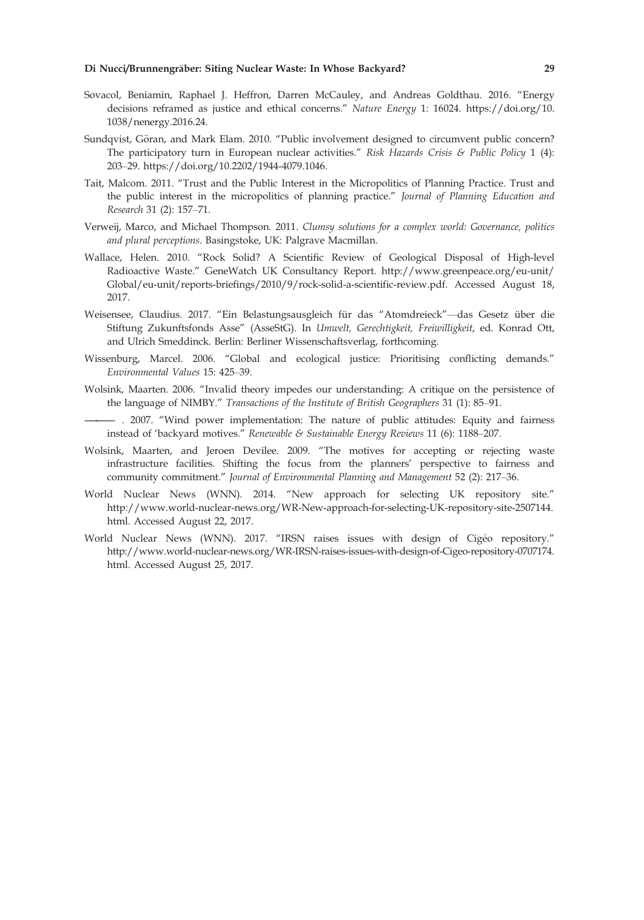Sovacol, Beniamin, Raphael J. Heffron, Darren McCauley, and Andreas Goldthau. 2016. "Energy decisions reframed as justice and ethical concerns." *Nature Energy* 1: 16024. https://doi.org/10.1038/nenergy.2016.24.

Sundqvist, Göran, and Mark Elam. 2010. "Public involvement designed to circumvent public concern? The participatory turn in European nuclear activities." *Risk Hazards Crisis & Public Policy* 1 (4): 203–29. https://doi.org/10.2202/1944-4079.1046.

Tait, Malcom. 2011. "Trust and the Public Interest in the Micropolitics of Planning Practice. Trust and the public interest in the micropolitics of planning practice." *Journal of Planning Education and Research* 31 (2): 157–71.

Verweij, Marco, and Michael Thompson. 2011. *Clumsy solutions for a complex world: Governance, politics and plural perceptions.* Basingstoke, UK: Palgrave Macmillan.

Wallace, Helen. 2010. "Rock Solid? A Scientific Review of Geological Disposal of High-level Radioactive Waste." GeneWatch UK Consultancy Report. http://www.greenpeace.org/eu-unit/Global/eu-unit/reports-briefings/2010/9/rock-solid-a-scientific-review.pdf. Accessed August 18, 2017.

Weisensee, Claudius. 2017. "Ein Belastungsausgleich für das "Atomdreieck"—das Gesetz über die Stiftung Zukunftsfonds Asse" (AsseStG). In *Umwelt, Gerechtigkeit, Freiwilligkeit*, ed. Konrad Ott, and Ulrich Smeddinck. Berlin: Berliner Wissenschaftsverlag, forthcoming.

Wissenburg, Marcel. 2006. "Global and ecological justice: Prioritising conflicting demands." *Environmental Values* 15: 425–39.

Wolsink, Maarten. 2006. "Invalid theory impedes our understanding: A critique on the persistence of the language of NIMBY." *Transactions of the Institute of British Geographers* 31 (1): 85–91.

———. 2007. "Wind power implementation: The nature of public attitudes: Equity and fairness instead of 'backyard motives." *Renewable & Sustainable Energy Reviews* 11 (6): 1188–207.

Wolsink, Maarten, and Jeroen Devilee. 2009. "The motives for accepting or rejecting waste infrastructure facilities. Shifting the focus from the planners' perspective to fairness and community commitment." *Journal of Environmental Planning and Management* 52 (2): 217–36.

World Nuclear News (WNN). 2014. "New approach for selecting UK repository site." http://www.world-nuclear-news.org/WR-New-approach-for-selecting-UK-repository-site-2507144.html. Accessed August 22, 2017.

World Nuclear News (WNN). 2017. "IRSN raises issues with design of Cigéo repository." http://www.world-nuclear-news.org/WR-IRSN-raises-issues-with-design-of-Cigeo-repository-0707174.html. Accessed August 25, 2017.